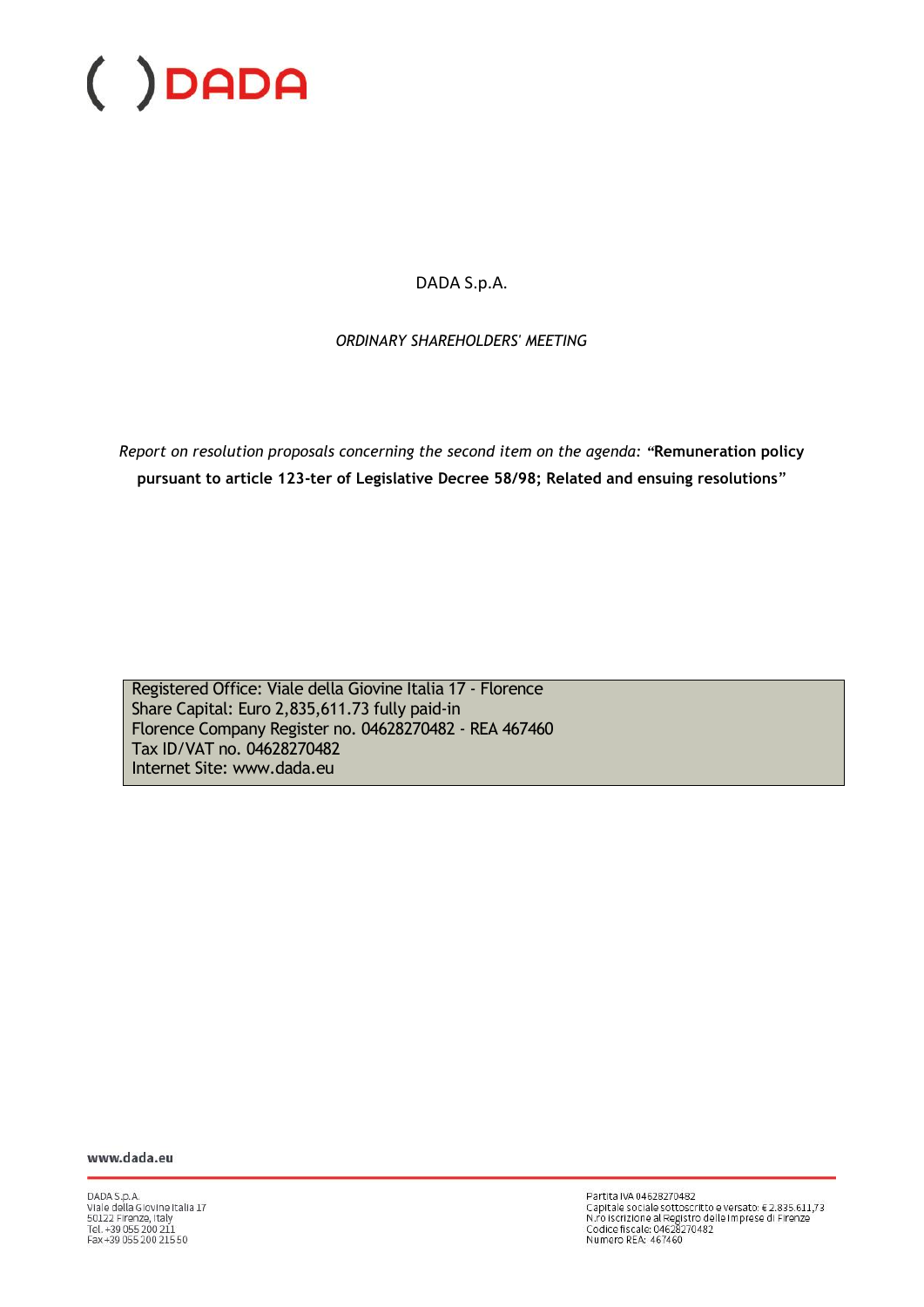DADA S.p.A.

*ORDINARY SHAREHOLDERS' MEETING*

*Report on resolution proposals concerning the second item on the agenda*: "**Remuneration policy pursuant to article 123-ter of Legislative Decree 58/98; Related and ensuing resolutions**"

Registered Office: Viale della Giovine Italia 17 - Florence
Share Capital: Euro 2,835,611.73 fully paid-in
Florence Company Register no. 04628270482 - REA 467460
Tax ID/VAT no. 04628270482
Internet Site: www.dada.eu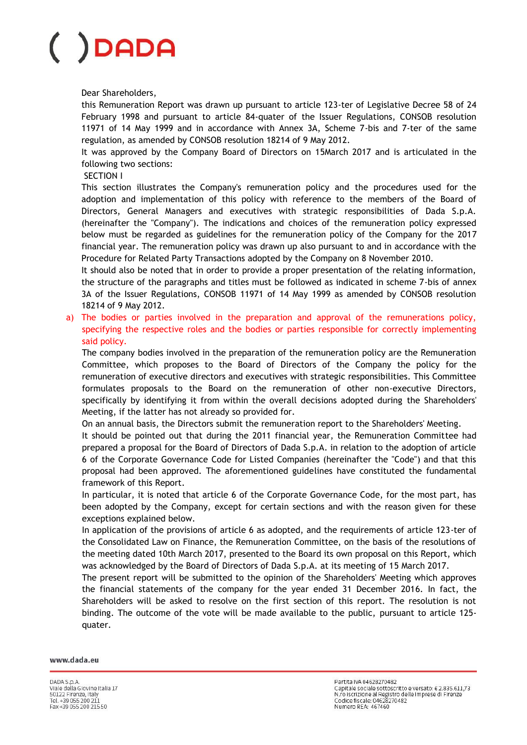Dear Shareholders,

this Remuneration Report was drawn up pursuant to article 123-ter of Legislative Decree 58 of 24 February 1998 and pursuant to article 84-quater of the Issuer Regulations, CONSOB resolution 11971 of 14 May 1999 and in accordance with Annex 3A, Scheme 7-bis and 7-ter of the same regulation, as amended by CONSOB resolution 18214 of 9 May 2012.

It was approved by the Company Board of Directors on 15March 2017 and is articulated in the following two sections:

SECTION I

This section illustrates the Company's remuneration policy and the procedures used for the adoption and implementation of this policy with reference to the members of the Board of Directors, General Managers and executives with strategic responsibilities of Dada S.p.A. (hereinafter the "Company"). The indications and choices of the remuneration policy expressed below must be regarded as guidelines for the remuneration policy of the Company for the 2017 financial year. The remuneration policy was drawn up also pursuant to and in accordance with the Procedure for Related Party Transactions adopted by the Company on 8 November 2010.

It should also be noted that in order to provide a proper presentation of the relating information, the structure of the paragraphs and titles must be followed as indicated in scheme 7-bis of annex 3A of the Issuer Regulations, CONSOB 11971 of 14 May 1999 as amended by CONSOB resolution 18214 of 9 May 2012.

a) The bodies or parties involved in the preparation and approval of the remunerations policy, specifying the respective roles and the bodies or parties responsible for correctly implementing said policy.

The company bodies involved in the preparation of the remuneration policy are the Remuneration Committee, which proposes to the Board of Directors of the Company the policy for the remuneration of executive directors and executives with strategic responsibilities. This Committee formulates proposals to the Board on the remuneration of other non-executive Directors, specifically by identifying it from within the overall decisions adopted during the Shareholders' Meeting, if the latter has not already so provided for.

On an annual basis, the Directors submit the remuneration report to the Shareholders' Meeting.

It should be pointed out that during the 2011 financial year, the Remuneration Committee had prepared a proposal for the Board of Directors of Dada S.p.A. in relation to the adoption of article 6 of the Corporate Governance Code for Listed Companies (hereinafter the "Code") and that this proposal had been approved. The aforementioned guidelines have constituted the fundamental framework of this Report.

In particular, it is noted that article 6 of the Corporate Governance Code, for the most part, has been adopted by the Company, except for certain sections and with the reason given for these exceptions explained below.

In application of the provisions of article 6 as adopted, and the requirements of article 123-ter of the Consolidated Law on Finance, the Remuneration Committee, on the basis of the resolutions of the meeting dated 10th March 2017, presented to the Board its own proposal on this Report, which was acknowledged by the Board of Directors of Dada S.p.A. at its meeting of 15 March 2017.

The present report will be submitted to the opinion of the Shareholders' Meeting which approves the financial statements of the company for the year ended 31 December 2016. In fact, the Shareholders will be asked to resolve on the first section of this report. The resolution is not binding. The outcome of the vote will be made available to the public, pursuant to article 125-quater.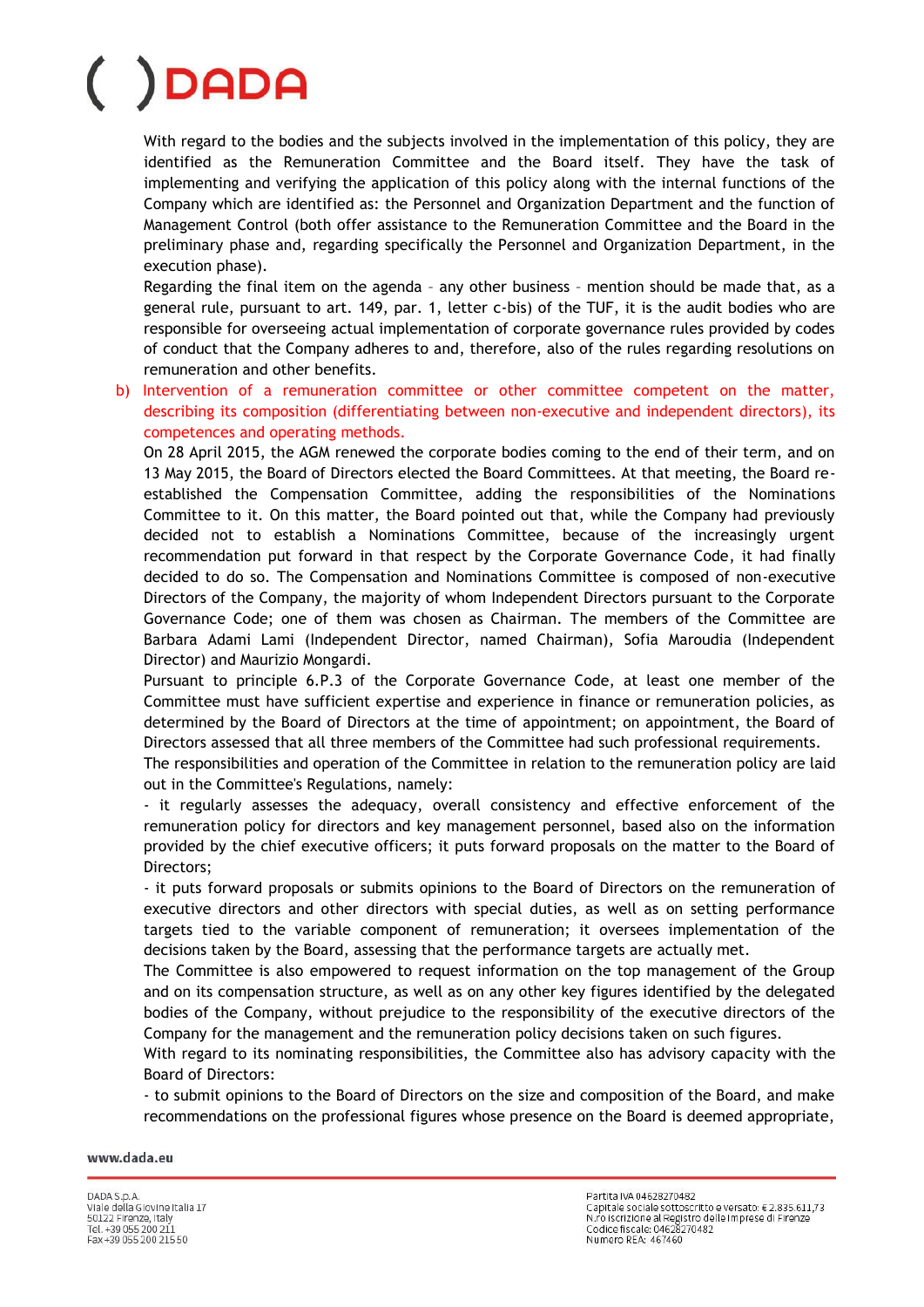With regard to the bodies and the subjects involved in the implementation of this policy, they are identified as the Remuneration Committee and the Board itself. They have the task of implementing and verifying the application of this policy along with the internal functions of the Company which are identified as: the Personnel and Organization Department and the function of Management Control (both offer assistance to the Remuneration Committee and the Board in the preliminary phase and, regarding specifically the Personnel and Organization Department, in the execution phase).

Regarding the final item on the agenda – any other business – mention should be made that, as a general rule, pursuant to art. 149, par. 1, letter c-bis) of the TUF, it is the audit bodies who are responsible for overseeing actual implementation of corporate governance rules provided by codes of conduct that the Company adheres to and, therefore, also of the rules regarding resolutions on remuneration and other benefits.

b) Intervention of a remuneration committee or other committee competent on the matter, describing its composition (differentiating between non-executive and independent directors), its competences and operating methods.

On 28 April 2015, the AGM renewed the corporate bodies coming to the end of their term, and on 13 May 2015, the Board of Directors elected the Board Committees. At that meeting, the Board re-established the Compensation Committee, adding the responsibilities of the Nominations Committee to it. On this matter, the Board pointed out that, while the Company had previously decided not to establish a Nominations Committee, because of the increasingly urgent recommendation put forward in that respect by the Corporate Governance Code, it had finally decided to do so. The Compensation and Nominations Committee is composed of non-executive Directors of the Company, the majority of whom Independent Directors pursuant to the Corporate Governance Code; one of them was chosen as Chairman. The members of the Committee are Barbara Adami Lami (Independent Director, named Chairman), Sofia Maroudia (Independent Director) and Maurizio Mongardi.

Pursuant to principle 6.P.3 of the Corporate Governance Code, at least one member of the Committee must have sufficient expertise and experience in finance or remuneration policies, as determined by the Board of Directors at the time of appointment; on appointment, the Board of Directors assessed that all three members of the Committee had such professional requirements.

The responsibilities and operation of the Committee in relation to the remuneration policy are laid out in the Committee's Regulations, namely:

- it regularly assesses the adequacy, overall consistency and effective enforcement of the remuneration policy for directors and key management personnel, based also on the information provided by the chief executive officers; it puts forward proposals on the matter to the Board of Directors;

- it puts forward proposals or submits opinions to the Board of Directors on the remuneration of executive directors and other directors with special duties, as well as on setting performance targets tied to the variable component of remuneration; it oversees implementation of the decisions taken by the Board, assessing that the performance targets are actually met.

The Committee is also empowered to request information on the top management of the Group and on its compensation structure, as well as on any other key figures identified by the delegated bodies of the Company, without prejudice to the responsibility of the executive directors of the Company for the management and the remuneration policy decisions taken on such figures.

With regard to its nominating responsibilities, the Committee also has advisory capacity with the Board of Directors:

- to submit opinions to the Board of Directors on the size and composition of the Board, and make recommendations on the professional figures whose presence on the Board is deemed appropriate,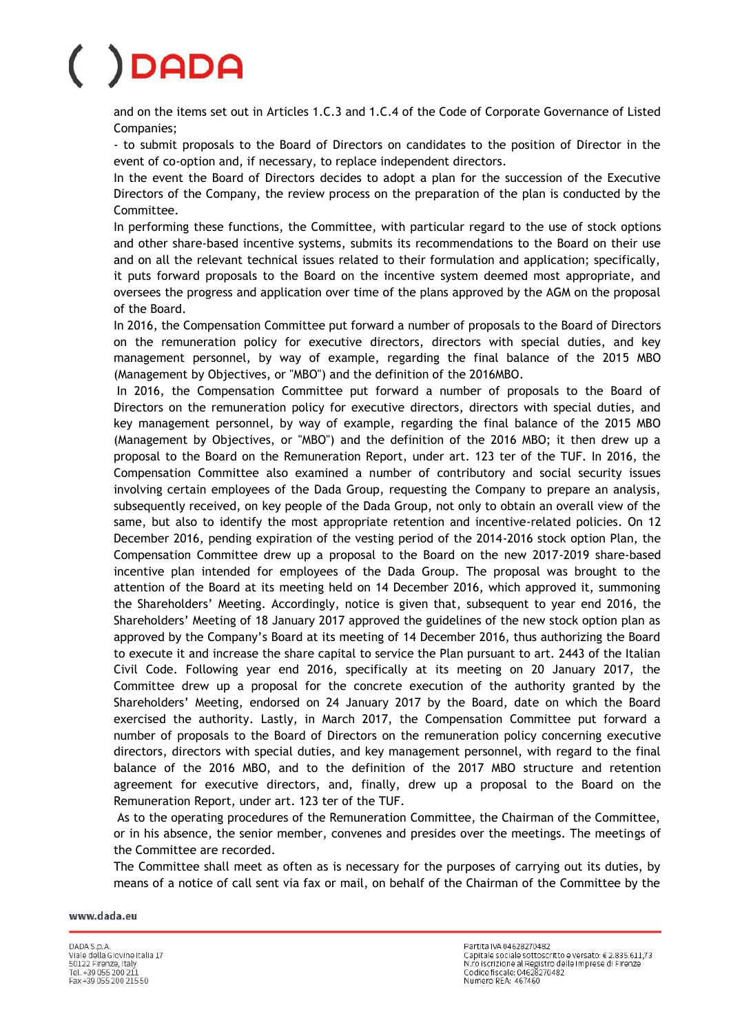and on the items set out in Articles 1.C.3 and 1.C.4 of the Code of Corporate Governance of Listed Companies;

- to submit proposals to the Board of Directors on candidates to the position of Director in the event of co-option and, if necessary, to replace independent directors.

In the event the Board of Directors decides to adopt a plan for the succession of the Executive Directors of the Company, the review process on the preparation of the plan is conducted by the Committee.

In performing these functions, the Committee, with particular regard to the use of stock options and other share-based incentive systems, submits its recommendations to the Board on their use and on all the relevant technical issues related to their formulation and application; specifically, it puts forward proposals to the Board on the incentive system deemed most appropriate, and oversees the progress and application over time of the plans approved by the AGM on the proposal of the Board.

In 2016, the Compensation Committee put forward a number of proposals to the Board of Directors on the remuneration policy for executive directors, directors with special duties, and key management personnel, by way of example, regarding the final balance of the 2015 MBO (Management by Objectives, or "MBO") and the definition of the 2016MBO.

In 2016, the Compensation Committee put forward a number of proposals to the Board of Directors on the remuneration policy for executive directors, directors with special duties, and key management personnel, by way of example, regarding the final balance of the 2015 MBO (Management by Objectives, or "MBO") and the definition of the 2016 MBO; it then drew up a proposal to the Board on the Remuneration Report, under art. 123 ter of the TUF. In 2016, the Compensation Committee also examined a number of contributory and social security issues involving certain employees of the Dada Group, requesting the Company to prepare an analysis, subsequently received, on key people of the Dada Group, not only to obtain an overall view of the same, but also to identify the most appropriate retention and incentive-related policies. On 12 December 2016, pending expiration of the vesting period of the 2014-2016 stock option Plan, the Compensation Committee drew up a proposal to the Board on the new 2017-2019 share-based incentive plan intended for employees of the Dada Group. The proposal was brought to the attention of the Board at its meeting held on 14 December 2016, which approved it, summoning the Shareholders' Meeting. Accordingly, notice is given that, subsequent to year end 2016, the Shareholders' Meeting of 18 January 2017 approved the guidelines of the new stock option plan as approved by the Company's Board at its meeting of 14 December 2016, thus authorizing the Board to execute it and increase the share capital to service the Plan pursuant to art. 2443 of the Italian Civil Code. Following year end 2016, specifically at its meeting on 20 January 2017, the Committee drew up a proposal for the concrete execution of the authority granted by the Shareholders' Meeting, endorsed on 24 January 2017 by the Board, date on which the Board exercised the authority. Lastly, in March 2017, the Compensation Committee put forward a number of proposals to the Board of Directors on the remuneration policy concerning executive directors, directors with special duties, and key management personnel, with regard to the final balance of the 2016 MBO, and to the definition of the 2017 MBO structure and retention agreement for executive directors, and, finally, drew up a proposal to the Board on the Remuneration Report, under art. 123 ter of the TUF.

As to the operating procedures of the Remuneration Committee, the Chairman of the Committee, or in his absence, the senior member, convenes and presides over the meetings. The meetings of the Committee are recorded.

The Committee shall meet as often as is necessary for the purposes of carrying out its duties, by means of a notice of call sent via fax or mail, on behalf of the Chairman of the Committee by the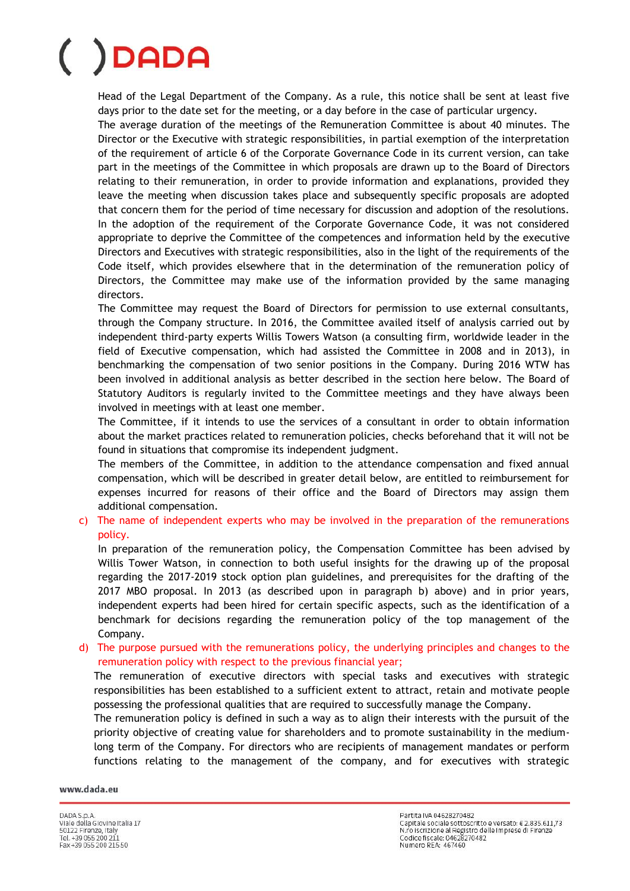Head of the Legal Department of the Company. As a rule, this notice shall be sent at least five days prior to the date set for the meeting, or a day before in the case of particular urgency.

The average duration of the meetings of the Remuneration Committee is about 40 minutes. The Director or the Executive with strategic responsibilities, in partial exemption of the interpretation of the requirement of article 6 of the Corporate Governance Code in its current version, can take part in the meetings of the Committee in which proposals are drawn up to the Board of Directors relating to their remuneration, in order to provide information and explanations, provided they leave the meeting when discussion takes place and subsequently specific proposals are adopted that concern them for the period of time necessary for discussion and adoption of the resolutions. In the adoption of the requirement of the Corporate Governance Code, it was not considered appropriate to deprive the Committee of the competences and information held by the executive Directors and Executives with strategic responsibilities, also in the light of the requirements of the Code itself, which provides elsewhere that in the determination of the remuneration policy of Directors, the Committee may make use of the information provided by the same managing directors.

The Committee may request the Board of Directors for permission to use external consultants, through the Company structure. In 2016, the Committee availed itself of analysis carried out by independent third-party experts Willis Towers Watson (a consulting firm, worldwide leader in the field of Executive compensation, which had assisted the Committee in 2008 and in 2013), in benchmarking the compensation of two senior positions in the Company. During 2016 WTW has been involved in additional analysis as better described in the section here below. The Board of Statutory Auditors is regularly invited to the Committee meetings and they have always been involved in meetings with at least one member.

The Committee, if it intends to use the services of a consultant in order to obtain information about the market practices related to remuneration policies, checks beforehand that it will not be found in situations that compromise its independent judgment.

The members of the Committee, in addition to the attendance compensation and fixed annual compensation, which will be described in greater detail below, are entitled to reimbursement for expenses incurred for reasons of their office and the Board of Directors may assign them additional compensation.

c) The name of independent experts who may be involved in the preparation of the remunerations policy.

In preparation of the remuneration policy, the Compensation Committee has been advised by Willis Tower Watson, in connection to both useful insights for the drawing up of the proposal regarding the 2017-2019 stock option plan guidelines, and prerequisites for the drafting of the 2017 MBO proposal. In 2013 (as described upon in paragraph b) above) and in prior years, independent experts had been hired for certain specific aspects, such as the identification of a benchmark for decisions regarding the remuneration policy of the top management of the Company.

d) The purpose pursued with the remunerations policy, the underlying principles and changes to the remuneration policy with respect to the previous financial year;

The remuneration of executive directors with special tasks and executives with strategic responsibilities has been established to a sufficient extent to attract, retain and motivate people possessing the professional qualities that are required to successfully manage the Company.

The remuneration policy is defined in such a way as to align their interests with the pursuit of the priority objective of creating value for shareholders and to promote sustainability in the medium-long term of the Company. For directors who are recipients of management mandates or perform functions relating to the management of the company, and for executives with strategic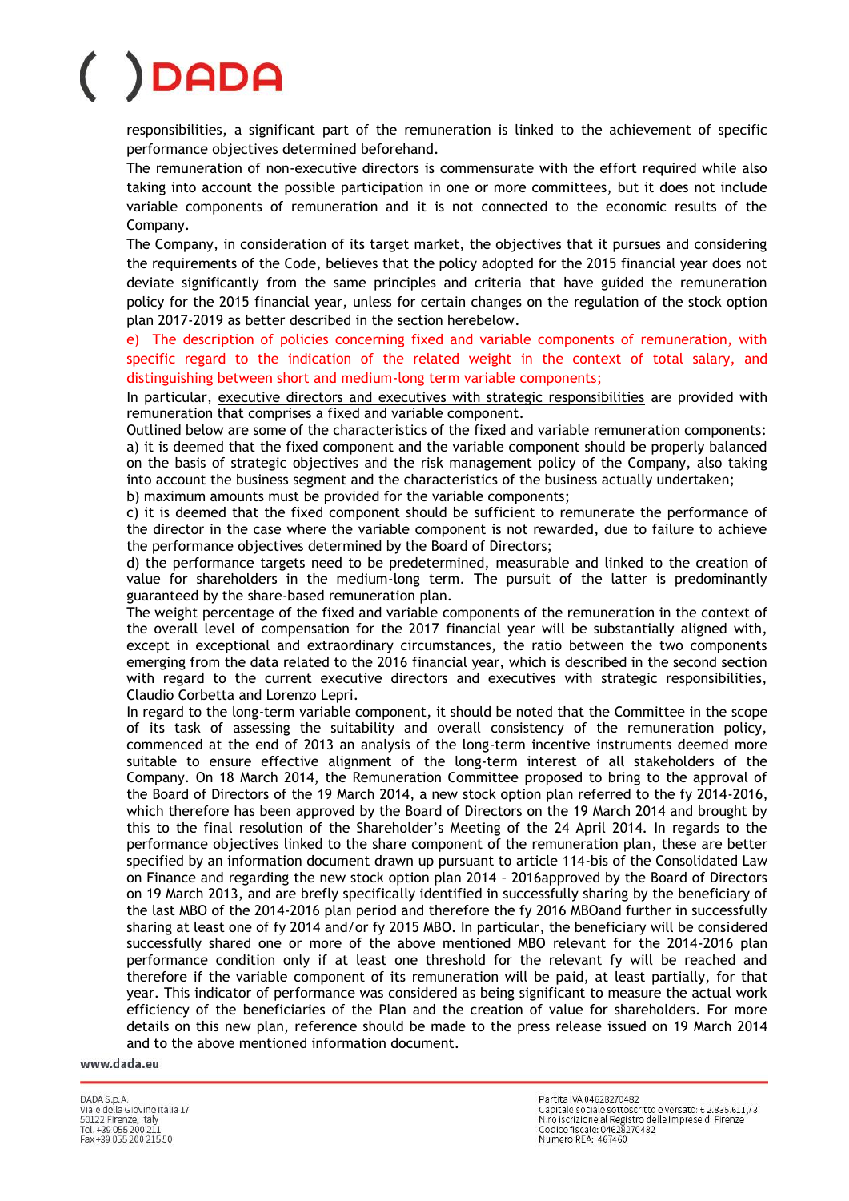responsibilities, a significant part of the remuneration is linked to the achievement of specific performance objectives determined beforehand.

The remuneration of non-executive directors is commensurate with the effort required while also taking into account the possible participation in one or more committees, but it does not include variable components of remuneration and it is not connected to the economic results of the Company.

The Company, in consideration of its target market, the objectives that it pursues and considering the requirements of the Code, believes that the policy adopted for the 2015 financial year does not deviate significantly from the same principles and criteria that have guided the remuneration policy for the 2015 financial year, unless for certain changes on the regulation of the stock option plan 2017-2019 as better described in the section herebelow.

e) The description of policies concerning fixed and variable components of remuneration, with specific regard to the indication of the related weight in the context of total salary, and distinguishing between short and medium-long term variable components;

In particular, executive directors and executives with strategic responsibilities are provided with remuneration that comprises a fixed and variable component.

Outlined below are some of the characteristics of the fixed and variable remuneration components:

a) it is deemed that the fixed component and the variable component should be properly balanced on the basis of strategic objectives and the risk management policy of the Company, also taking into account the business segment and the characteristics of the business actually undertaken;

b) maximum amounts must be provided for the variable components;

c) it is deemed that the fixed component should be sufficient to remunerate the performance of the director in the case where the variable component is not rewarded, due to failure to achieve the performance objectives determined by the Board of Directors;

d) the performance targets need to be predetermined, measurable and linked to the creation of value for shareholders in the medium-long term. The pursuit of the latter is predominantly guaranteed by the share-based remuneration plan.

The weight percentage of the fixed and variable components of the remuneration in the context of the overall level of compensation for the 2017 financial year will be substantially aligned with, except in exceptional and extraordinary circumstances, the ratio between the two components emerging from the data related to the 2016 financial year, which is described in the second section with regard to the current executive directors and executives with strategic responsibilities, Claudio Corbetta and Lorenzo Lepri.

In regard to the long-term variable component, it should be noted that the Committee in the scope of its task of assessing the suitability and overall consistency of the remuneration policy, commenced at the end of 2013 an analysis of the long-term incentive instruments deemed more suitable to ensure effective alignment of the long-term interest of all stakeholders of the Company. On 18 March 2014, the Remuneration Committee proposed to bring to the approval of the Board of Directors of the 19 March 2014, a new stock option plan referred to the fy 2014-2016, which therefore has been approved by the Board of Directors on the 19 March 2014 and brought by this to the final resolution of the Shareholder's Meeting of the 24 April 2014. In regards to the performance objectives linked to the share component of the remuneration plan, these are better specified by an information document drawn up pursuant to article 114-bis of the Consolidated Law on Finance and regarding the new stock option plan 2014 – 2016approved by the Board of Directors on 19 March 2013, and are brefly specifically identified in successfully sharing by the beneficiary of the last MBO of the 2014-2016 plan period and therefore the fy 2016 MBOand further in successfully sharing at least one of fy 2014 and/or fy 2015 MBO. In particular, the beneficiary will be considered successfully shared one or more of the above mentioned MBO relevant for the 2014-2016 plan performance condition only if at least one threshold for the relevant fy will be reached and therefore if the variable component of its remuneration will be paid, at least partially, for that year. This indicator of performance was considered as being significant to measure the actual work efficiency of the beneficiaries of the Plan and the creation of value for shareholders. For more details on this new plan, reference should be made to the press release issued on 19 March 2014 and to the above mentioned information document.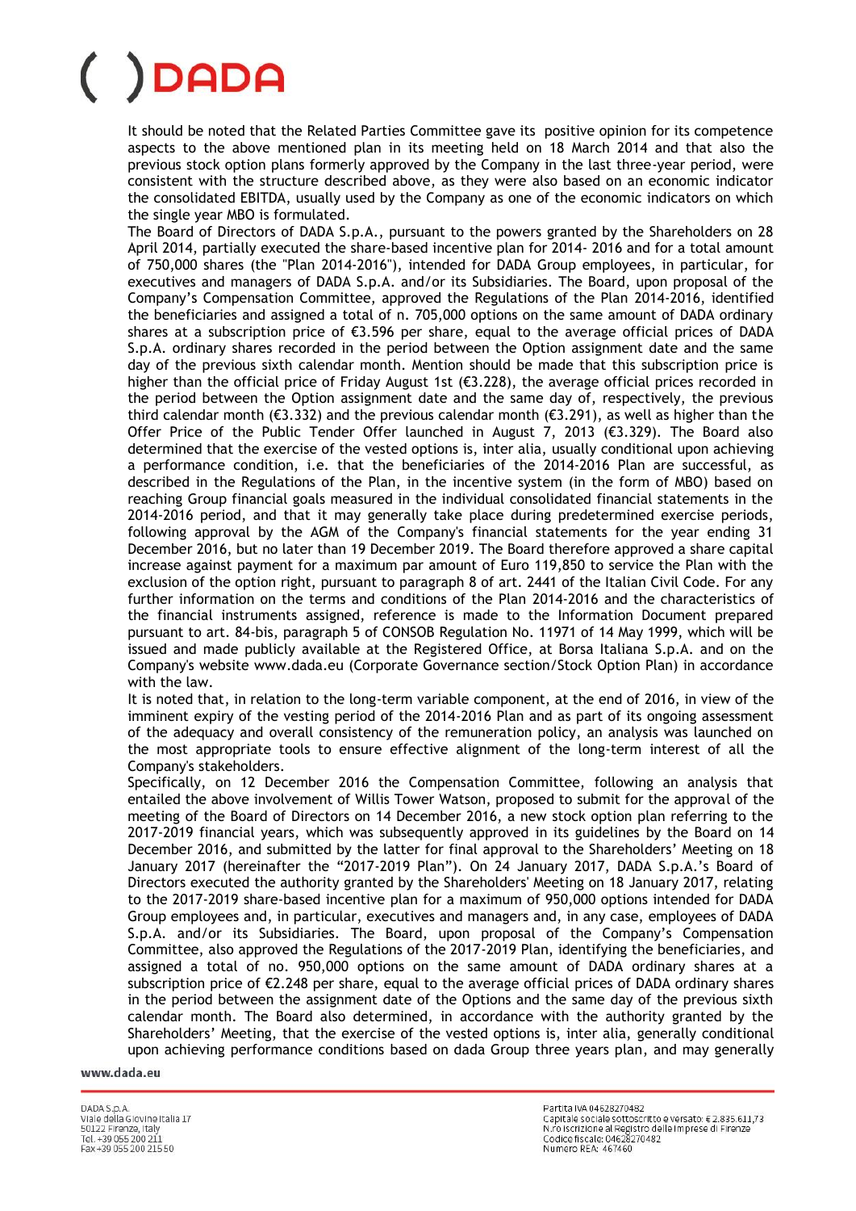It should be noted that the Related Parties Committee gave its positive opinion for its competence aspects to the above mentioned plan in its meeting held on 18 March 2014 and that also the previous stock option plans formerly approved by the Company in the last three-year period, were consistent with the structure described above, as they were also based on an economic indicator the consolidated EBITDA, usually used by the Company as one of the economic indicators on which the single year MBO is formulated.

The Board of Directors of DADA S.p.A., pursuant to the powers granted by the Shareholders on 28 April 2014, partially executed the share-based incentive plan for 2014- 2016 and for a total amount of 750,000 shares (the "Plan 2014-2016"), intended for DADA Group employees, in particular, for executives and managers of DADA S.p.A. and/or its Subsidiaries. The Board, upon proposal of the Company's Compensation Committee, approved the Regulations of the Plan 2014-2016, identified the beneficiaries and assigned a total of n. 705,000 options on the same amount of DADA ordinary shares at a subscription price of €3.596 per share, equal to the average official prices of DADA S.p.A. ordinary shares recorded in the period between the Option assignment date and the same day of the previous sixth calendar month. Mention should be made that this subscription price is higher than the official price of Friday August 1st (€3.228), the average official prices recorded in the period between the Option assignment date and the same day of, respectively, the previous third calendar month (€3.332) and the previous calendar month (€3.291), as well as higher than the Offer Price of the Public Tender Offer launched in August 7, 2013 (€3.329). The Board also determined that the exercise of the vested options is, inter alia, usually conditional upon achieving a performance condition, i.e. that the beneficiaries of the 2014-2016 Plan are successful, as described in the Regulations of the Plan, in the incentive system (in the form of MBO) based on reaching Group financial goals measured in the individual consolidated financial statements in the 2014-2016 period, and that it may generally take place during predetermined exercise periods, following approval by the AGM of the Company's financial statements for the year ending 31 December 2016, but no later than 19 December 2019. The Board therefore approved a share capital increase against payment for a maximum par amount of Euro 119,850 to service the Plan with the exclusion of the option right, pursuant to paragraph 8 of art. 2441 of the Italian Civil Code. For any further information on the terms and conditions of the Plan 2014-2016 and the characteristics of the financial instruments assigned, reference is made to the Information Document prepared pursuant to art. 84-bis, paragraph 5 of CONSOB Regulation No. 11971 of 14 May 1999, which will be issued and made publicly available at the Registered Office, at Borsa Italiana S.p.A. and on the Company's website www.dada.eu (Corporate Governance section/Stock Option Plan) in accordance with the law.

It is noted that, in relation to the long-term variable component, at the end of 2016, in view of the imminent expiry of the vesting period of the 2014-2016 Plan and as part of its ongoing assessment of the adequacy and overall consistency of the remuneration policy, an analysis was launched on the most appropriate tools to ensure effective alignment of the long-term interest of all the Company's stakeholders.

Specifically, on 12 December 2016 the Compensation Committee, following an analysis that entailed the above involvement of Willis Tower Watson, proposed to submit for the approval of the meeting of the Board of Directors on 14 December 2016, a new stock option plan referring to the 2017-2019 financial years, which was subsequently approved in its guidelines by the Board on 14 December 2016, and submitted by the latter for final approval to the Shareholders' Meeting on 18 January 2017 (hereinafter the "2017-2019 Plan"). On 24 January 2017, DADA S.p.A.'s Board of Directors executed the authority granted by the Shareholders' Meeting on 18 January 2017, relating to the 2017-2019 share-based incentive plan for a maximum of 950,000 options intended for DADA Group employees and, in particular, executives and managers and, in any case, employees of DADA S.p.A. and/or its Subsidiaries. The Board, upon proposal of the Company's Compensation Committee, also approved the Regulations of the 2017-2019 Plan, identifying the beneficiaries, and assigned a total of no. 950,000 options on the same amount of DADA ordinary shares at a subscription price of €2.248 per share, equal to the average official prices of DADA ordinary shares in the period between the assignment date of the Options and the same day of the previous sixth calendar month. The Board also determined, in accordance with the authority granted by the Shareholders' Meeting, that the exercise of the vested options is, inter alia, generally conditional upon achieving performance conditions based on dada Group three years plan, and may generally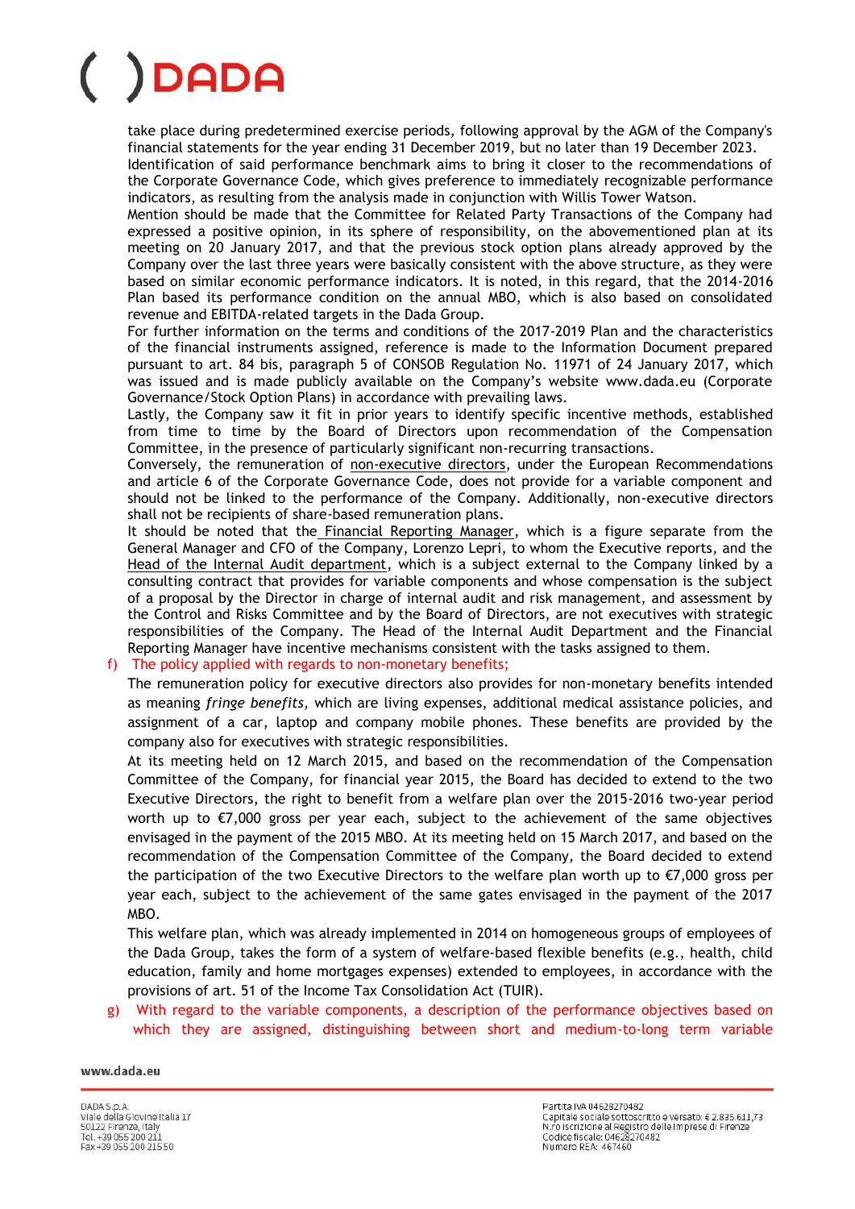take place during predetermined exercise periods, following approval by the AGM of the Company's financial statements for the year ending 31 December 2019, but no later than 19 December 2023.

Identification of said performance benchmark aims to bring it closer to the recommendations of the Corporate Governance Code, which gives preference to immediately recognizable performance indicators, as resulting from the analysis made in conjunction with Willis Tower Watson.

Mention should be made that the Committee for Related Party Transactions of the Company had expressed a positive opinion, in its sphere of responsibility, on the abovementioned plan at its meeting on 20 January 2017, and that the previous stock option plans already approved by the Company over the last three years were basically consistent with the above structure, as they were based on similar economic performance indicators. It is noted, in this regard, that the 2014-2016 Plan based its performance condition on the annual MBO, which is also based on consolidated revenue and EBITDA-related targets in the Dada Group.

For further information on the terms and conditions of the 2017-2019 Plan and the characteristics of the financial instruments assigned, reference is made to the Information Document prepared pursuant to art. 84 bis, paragraph 5 of CONSOB Regulation No. 11971 of 24 January 2017, which was issued and is made publicly available on the Company's website www.dada.eu (Corporate Governance/Stock Option Plans) in accordance with prevailing laws.

Lastly, the Company saw it fit in prior years to identify specific incentive methods, established from time to time by the Board of Directors upon recommendation of the Compensation Committee, in the presence of particularly significant non-recurring transactions.

Conversely, the remuneration of non-executive directors, under the European Recommendations and article 6 of the Corporate Governance Code, does not provide for a variable component and should not be linked to the performance of the Company. Additionally, non-executive directors shall not be recipients of share-based remuneration plans.

It should be noted that the Financial Reporting Manager, which is a figure separate from the General Manager and CFO of the Company, Lorenzo Lepri, to whom the Executive reports, and the Head of the Internal Audit department, which is a subject external to the Company linked by a consulting contract that provides for variable components and whose compensation is the subject of a proposal by the Director in charge of internal audit and risk management, and assessment by the Control and Risks Committee and by the Board of Directors, are not executives with strategic responsibilities of the Company. The Head of the Internal Audit Department and the Financial Reporting Manager have incentive mechanisms consistent with the tasks assigned to them.

f) The policy applied with regards to non-monetary benefits;

The remuneration policy for executive directors also provides for non-monetary benefits intended as meaning *fringe benefits,* which are living expenses, additional medical assistance policies, and assignment of a car, laptop and company mobile phones. These benefits are provided by the company also for executives with strategic responsibilities.

At its meeting held on 12 March 2015, and based on the recommendation of the Compensation Committee of the Company, for financial year 2015, the Board has decided to extend to the two Executive Directors, the right to benefit from a welfare plan over the 2015-2016 two-year period worth up to €7,000 gross per year each, subject to the achievement of the same objectives envisaged in the payment of the 2015 MBO. At its meeting held on 15 March 2017, and based on the recommendation of the Compensation Committee of the Company, the Board decided to extend the participation of the two Executive Directors to the welfare plan worth up to €7,000 gross per year each, subject to the achievement of the same gates envisaged in the payment of the 2017 MBO.

This welfare plan, which was already implemented in 2014 on homogeneous groups of employees of the Dada Group, takes the form of a system of welfare-based flexible benefits (e.g., health, child education, family and home mortgages expenses) extended to employees, in accordance with the provisions of art. 51 of the Income Tax Consolidation Act (TUIR).

g) With regard to the variable components, a description of the performance objectives based on which they are assigned, distinguishing between short and medium-to-long term variable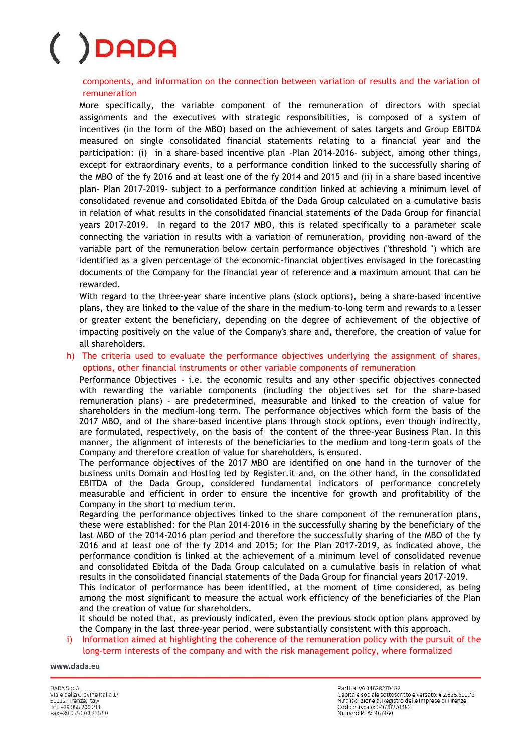components, and information on the connection between variation of results and the variation of remuneration

More specifically, the variable component of the remuneration of directors with special assignments and the executives with strategic responsibilities, is composed of a system of incentives (in the form of the MBO) based on the achievement of sales targets and Group EBITDA measured on single consolidated financial statements relating to a financial year and the participation: (i) in a share-based incentive plan -Plan 2014-2016- subject, among other things, except for extraordinary events, to a performance condition linked to the successfully sharing of the MBO of the fy 2016 and at least one of the fy 2014 and 2015 and (ii) in a share based incentive plan- Plan 2017-2019- subject to a performance condition linked at achieving a minimum level of consolidated revenue and consolidated Ebitda of the Dada Group calculated on a cumulative basis in relation of what results in the consolidated financial statements of the Dada Group for financial years 2017-2019. In regard to the 2017 MBO, this is related specifically to a parameter scale connecting the variation in results with a variation of remuneration, providing non-award of the variable part of the remuneration below certain performance objectives ("threshold ") which are identified as a given percentage of the economic-financial objectives envisaged in the forecasting documents of the Company for the financial year of reference and a maximum amount that can be rewarded.

With regard to the three-year share incentive plans (stock options), being a share-based incentive plans, they are linked to the value of the share in the medium-to-long term and rewards to a lesser or greater extent the beneficiary, depending on the degree of achievement of the objective of impacting positively on the value of the Company's share and, therefore, the creation of value for all shareholders.

h) The criteria used to evaluate the performance objectives underlying the assignment of shares, options, other financial instruments or other variable components of remuneration

Performance Objectives - i.e. the economic results and any other specific objectives connected with rewarding the variable components (including the objectives set for the share-based remuneration plans) - are predetermined, measurable and linked to the creation of value for shareholders in the medium-long term. The performance objectives which form the basis of the 2017 MBO, and of the share-based incentive plans through stock options, even though indirectly, are formulated, respectively, on the basis of the content of the three-year Business Plan. In this manner, the alignment of interests of the beneficiaries to the medium and long-term goals of the Company and therefore creation of value for shareholders, is ensured.

The performance objectives of the 2017 MBO are identified on one hand in the turnover of the business units Domain and Hosting led by Register.it and, on the other hand, in the consolidated EBITDA of the Dada Group, considered fundamental indicators of performance concretely measurable and efficient in order to ensure the incentive for growth and profitability of the Company in the short to medium term.

Regarding the performance objectives linked to the share component of the remuneration plans, these were established: for the Plan 2014-2016 in the successfully sharing by the beneficiary of the last MBO of the 2014-2016 plan period and therefore the successfully sharing of the MBO of the fy 2016 and at least one of the fy 2014 and 2015; for the Plan 2017-2019, as indicated above, the performance condition is linked at the achievement of a minimum level of consolidated revenue and consolidated Ebitda of the Dada Group calculated on a cumulative basis in relation of what results in the consolidated financial statements of the Dada Group for financial years 2017-2019.

This indicator of performance has been identified, at the moment of time considered, as being among the most significant to measure the actual work efficiency of the beneficiaries of the Plan and the creation of value for shareholders.

It should be noted that, as previously indicated, even the previous stock option plans approved by the Company in the last three-year period, were substantially consistent with this approach.

i) Information aimed at highlighting the coherence of the remuneration policy with the pursuit of the long-term interests of the company and with the risk management policy, where formalized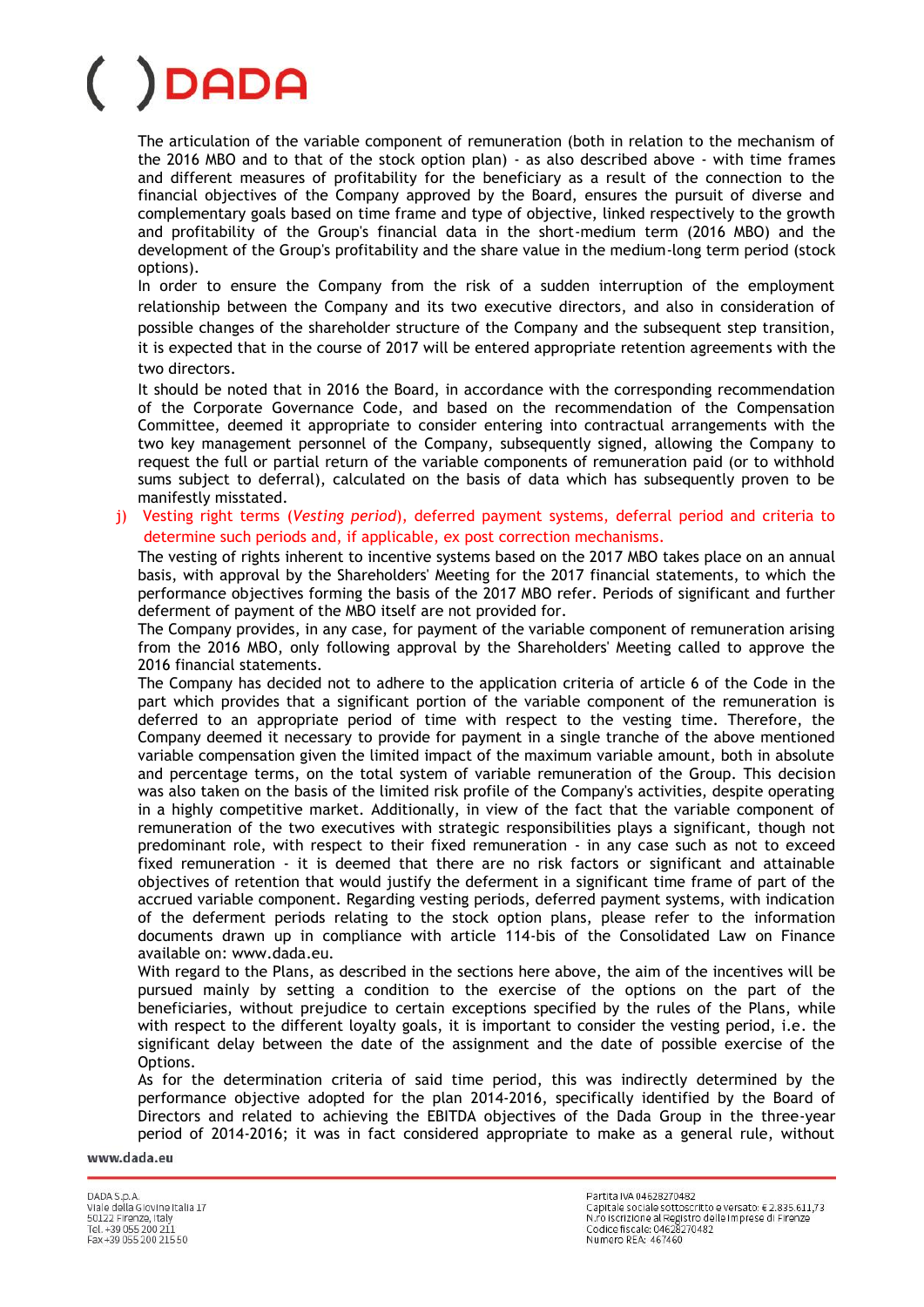The articulation of the variable component of remuneration (both in relation to the mechanism of the 2016 MBO and to that of the stock option plan) - as also described above - with time frames and different measures of profitability for the beneficiary as a result of the connection to the financial objectives of the Company approved by the Board, ensures the pursuit of diverse and complementary goals based on time frame and type of objective, linked respectively to the growth and profitability of the Group's financial data in the short-medium term (2016 MBO) and the development of the Group's profitability and the share value in the medium-long term period (stock options).

In order to ensure the Company from the risk of a sudden interruption of the employment relationship between the Company and its two executive directors, and also in consideration of possible changes of the shareholder structure of the Company and the subsequent step transition, it is expected that in the course of 2017 will be entered appropriate retention agreements with the two directors.

It should be noted that in 2016 the Board, in accordance with the corresponding recommendation of the Corporate Governance Code, and based on the recommendation of the Compensation Committee, deemed it appropriate to consider entering into contractual arrangements with the two key management personnel of the Company, subsequently signed, allowing the Company to request the full or partial return of the variable components of remuneration paid (or to withhold sums subject to deferral), calculated on the basis of data which has subsequently proven to be manifestly misstated.

j) Vesting right terms (*Vesting period*), deferred payment systems, deferral period and criteria to determine such periods and, if applicable, ex post correction mechanisms.

The vesting of rights inherent to incentive systems based on the 2017 MBO takes place on an annual basis, with approval by the Shareholders' Meeting for the 2017 financial statements, to which the performance objectives forming the basis of the 2017 MBO refer. Periods of significant and further deferment of payment of the MBO itself are not provided for.

The Company provides, in any case, for payment of the variable component of remuneration arising from the 2016 MBO, only following approval by the Shareholders' Meeting called to approve the 2016 financial statements.

The Company has decided not to adhere to the application criteria of article 6 of the Code in the part which provides that a significant portion of the variable component of the remuneration is deferred to an appropriate period of time with respect to the vesting time. Therefore, the Company deemed it necessary to provide for payment in a single tranche of the above mentioned variable compensation given the limited impact of the maximum variable amount, both in absolute and percentage terms, on the total system of variable remuneration of the Group. This decision was also taken on the basis of the limited risk profile of the Company's activities, despite operating in a highly competitive market. Additionally, in view of the fact that the variable component of remuneration of the two executives with strategic responsibilities plays a significant, though not predominant role, with respect to their fixed remuneration - in any case such as not to exceed fixed remuneration - it is deemed that there are no risk factors or significant and attainable objectives of retention that would justify the deferment in a significant time frame of part of the accrued variable component. Regarding vesting periods, deferred payment systems, with indication of the deferment periods relating to the stock option plans, please refer to the information documents drawn up in compliance with article 114-bis of the Consolidated Law on Finance available on: www.dada.eu.

With regard to the Plans, as described in the sections here above, the aim of the incentives will be pursued mainly by setting a condition to the exercise of the options on the part of the beneficiaries, without prejudice to certain exceptions specified by the rules of the Plans, while with respect to the different loyalty goals, it is important to consider the vesting period, i.e. the significant delay between the date of the assignment and the date of possible exercise of the Options.

As for the determination criteria of said time period, this was indirectly determined by the performance objective adopted for the plan 2014-2016, specifically identified by the Board of Directors and related to achieving the EBITDA objectives of the Dada Group in the three-year period of 2014-2016; it was in fact considered appropriate to make as a general rule, without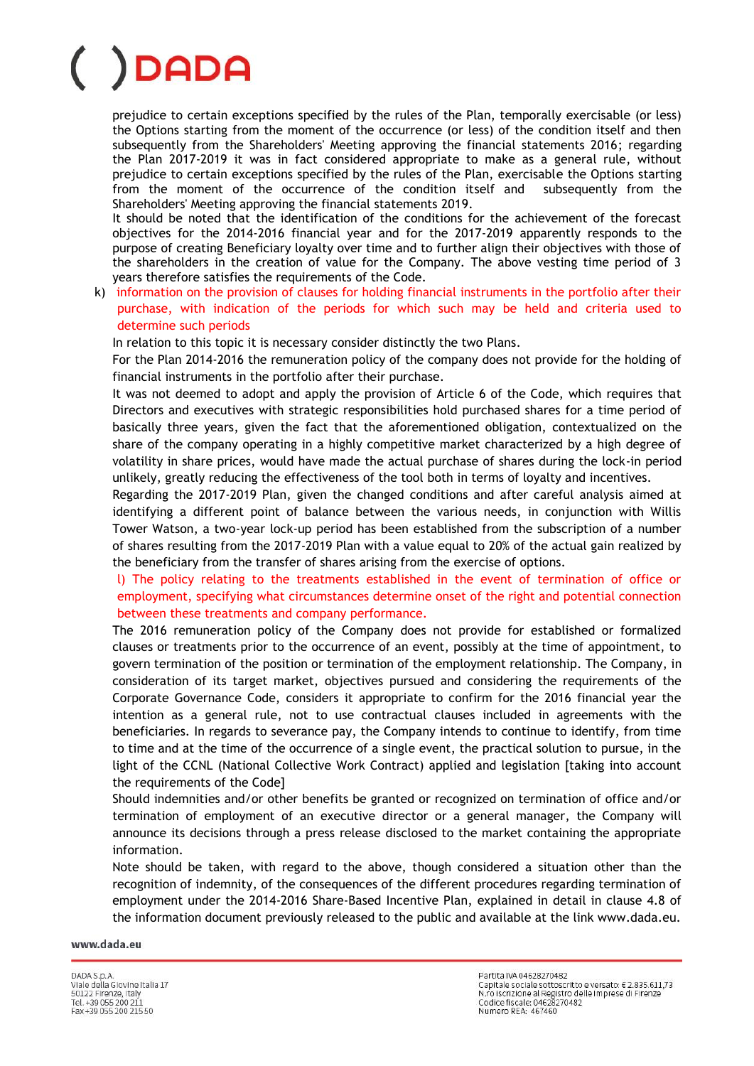prejudice to certain exceptions specified by the rules of the Plan, temporally exercisable (or less) the Options starting from the moment of the occurrence (or less) of the condition itself and then subsequently from the Shareholders' Meeting approving the financial statements 2016; regarding the Plan 2017-2019 it was in fact considered appropriate to make as a general rule, without prejudice to certain exceptions specified by the rules of the Plan, exercisable the Options starting from the moment of the occurrence of the condition itself and subsequently from the Shareholders' Meeting approving the financial statements 2019.

It should be noted that the identification of the conditions for the achievement of the forecast objectives for the 2014-2016 financial year and for the 2017-2019 apparently responds to the purpose of creating Beneficiary loyalty over time and to further align their objectives with those of the shareholders in the creation of value for the Company. The above vesting time period of 3 years therefore satisfies the requirements of the Code.

k) information on the provision of clauses for holding financial instruments in the portfolio after their purchase, with indication of the periods for which such may be held and criteria used to determine such periods

In relation to this topic it is necessary consider distinctly the two Plans.

For the Plan 2014-2016 the remuneration policy of the company does not provide for the holding of financial instruments in the portfolio after their purchase.

It was not deemed to adopt and apply the provision of Article 6 of the Code, which requires that Directors and executives with strategic responsibilities hold purchased shares for a time period of basically three years, given the fact that the aforementioned obligation, contextualized on the share of the company operating in a highly competitive market characterized by a high degree of volatility in share prices, would have made the actual purchase of shares during the lock-in period unlikely, greatly reducing the effectiveness of the tool both in terms of loyalty and incentives.

Regarding the 2017-2019 Plan, given the changed conditions and after careful analysis aimed at identifying a different point of balance between the various needs, in conjunction with Willis Tower Watson, a two-year lock-up period has been established from the subscription of a number of shares resulting from the 2017-2019 Plan with a value equal to 20% of the actual gain realized by the beneficiary from the transfer of shares arising from the exercise of options.

l) The policy relating to the treatments established in the event of termination of office or employment, specifying what circumstances determine onset of the right and potential connection between these treatments and company performance.

The 2016 remuneration policy of the Company does not provide for established or formalized clauses or treatments prior to the occurrence of an event, possibly at the time of appointment, to govern termination of the position or termination of the employment relationship. The Company, in consideration of its target market, objectives pursued and considering the requirements of the Corporate Governance Code, considers it appropriate to confirm for the 2016 financial year the intention as a general rule, not to use contractual clauses included in agreements with the beneficiaries. In regards to severance pay, the Company intends to continue to identify, from time to time and at the time of the occurrence of a single event, the practical solution to pursue, in the light of the CCNL (National Collective Work Contract) applied and legislation [taking into account the requirements of the Code]

Should indemnities and/or other benefits be granted or recognized on termination of office and/or termination of employment of an executive director or a general manager, the Company will announce its decisions through a press release disclosed to the market containing the appropriate information.

Note should be taken, with regard to the above, though considered a situation other than the recognition of indemnity, of the consequences of the different procedures regarding termination of employment under the 2014-2016 Share-Based Incentive Plan, explained in detail in clause 4.8 of the information document previously released to the public and available at the link www.dada.eu.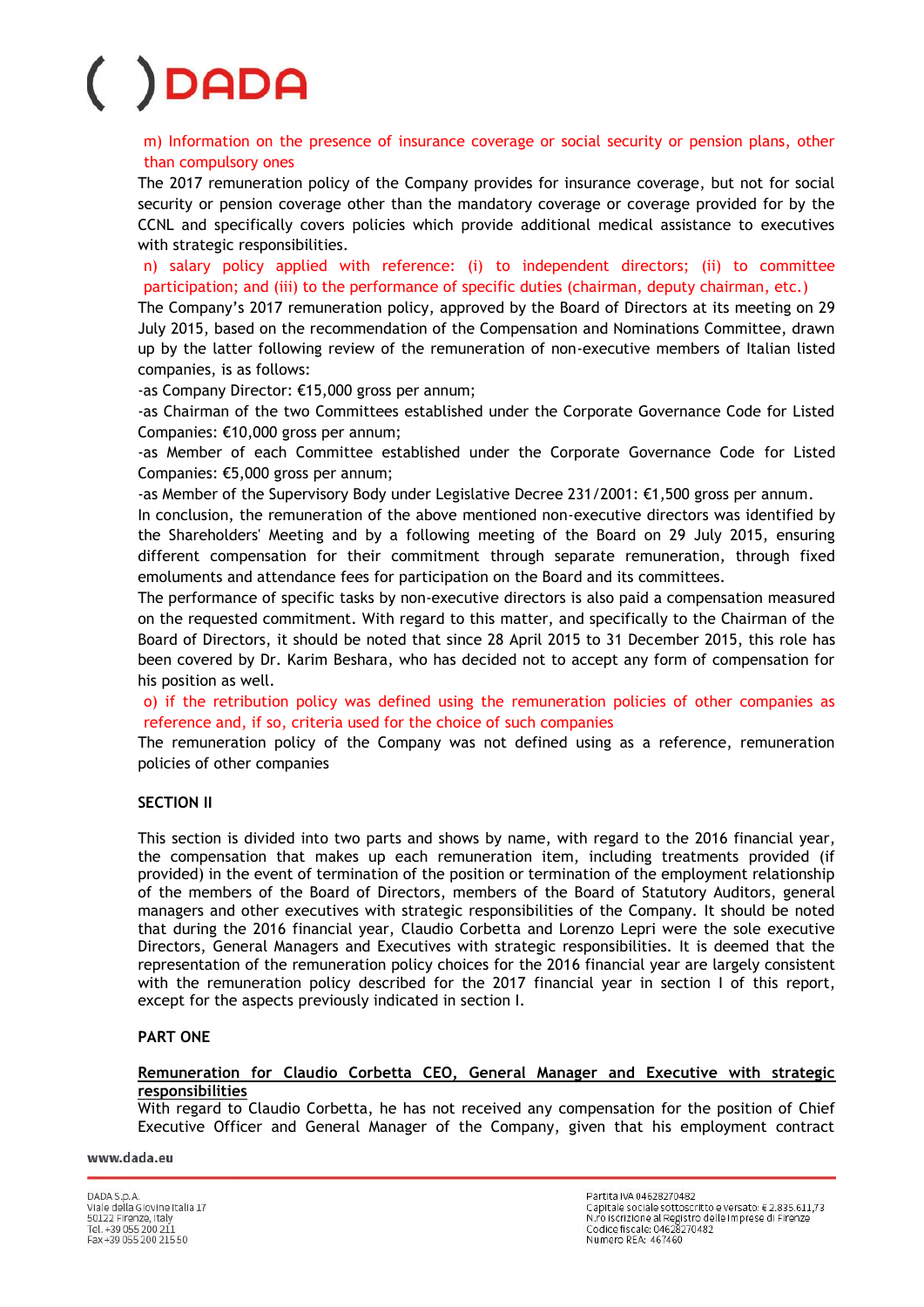m) Information on the presence of insurance coverage or social security or pension plans, other than compulsory ones

The 2017 remuneration policy of the Company provides for insurance coverage, but not for social security or pension coverage other than the mandatory coverage or coverage provided for by the CCNL and specifically covers policies which provide additional medical assistance to executives with strategic responsibilities.

n) salary policy applied with reference: (i) to independent directors; (ii) to committee participation; and (iii) to the performance of specific duties (chairman, deputy chairman, etc.)

The Company's 2017 remuneration policy, approved by the Board of Directors at its meeting on 29 July 2015, based on the recommendation of the Compensation and Nominations Committee, drawn up by the latter following review of the remuneration of non-executive members of Italian listed companies, is as follows:

-as Company Director: €15,000 gross per annum;

-as Chairman of the two Committees established under the Corporate Governance Code for Listed Companies: €10,000 gross per annum;

-as Member of each Committee established under the Corporate Governance Code for Listed Companies: €5,000 gross per annum;

-as Member of the Supervisory Body under Legislative Decree 231/2001: €1,500 gross per annum.

In conclusion, the remuneration of the above mentioned non-executive directors was identified by the Shareholders' Meeting and by a following meeting of the Board on 29 July 2015, ensuring different compensation for their commitment through separate remuneration, through fixed emoluments and attendance fees for participation on the Board and its committees.

The performance of specific tasks by non-executive directors is also paid a compensation measured on the requested commitment. With regard to this matter, and specifically to the Chairman of the Board of Directors, it should be noted that since 28 April 2015 to 31 December 2015, this role has been covered by Dr. Karim Beshara, who has decided not to accept any form of compensation for his position as well.

o) if the retribution policy was defined using the remuneration policies of other companies as reference and, if so, criteria used for the choice of such companies

The remuneration policy of the Company was not defined using as a reference, remuneration policies of other companies

## SECTION II

This section is divided into two parts and shows by name, with regard to the 2016 financial year, the compensation that makes up each remuneration item, including treatments provided (if provided) in the event of termination of the position or termination of the employment relationship of the members of the Board of Directors, members of the Board of Statutory Auditors, general managers and other executives with strategic responsibilities of the Company. It should be noted that during the 2016 financial year, Claudio Corbetta and Lorenzo Lepri were the sole executive Directors, General Managers and Executives with strategic responsibilities. It is deemed that the representation of the remuneration policy choices for the 2016 financial year are largely consistent with the remuneration policy described for the 2017 financial year in section I of this report, except for the aspects previously indicated in section I.

### PART ONE

**Remuneration for Claudio Corbetta CEO, General Manager and Executive with strategic responsibilities**

With regard to Claudio Corbetta, he has not received any compensation for the position of Chief Executive Officer and General Manager of the Company, given that his employment contract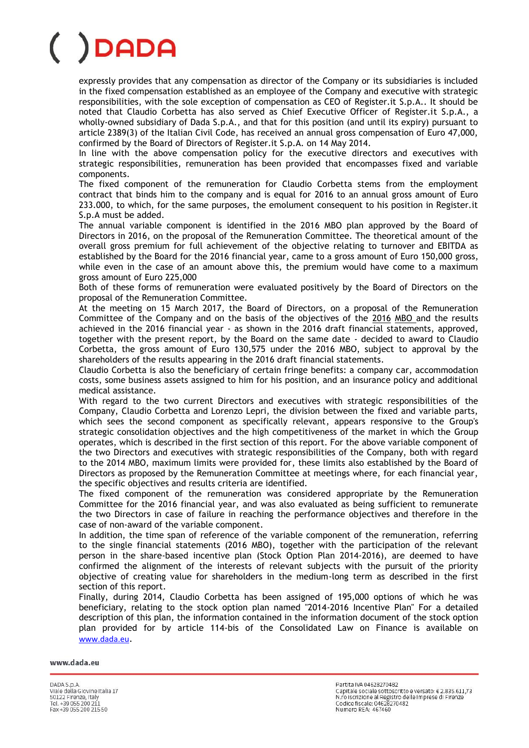expressly provides that any compensation as director of the Company or its subsidiaries is included in the fixed compensation established as an employee of the Company and executive with strategic responsibilities, with the sole exception of compensation as CEO of Register.it S.p.A.. It should be noted that Claudio Corbetta has also served as Chief Executive Officer of Register.it S.p.A., a wholly-owned subsidiary of Dada S.p.A., and that for this position (and until its expiry) pursuant to article 2389(3) of the Italian Civil Code, has received an annual gross compensation of Euro 47,000, confirmed by the Board of Directors of Register.it S.p.A. on 14 May 2014.

In line with the above compensation policy for the executive directors and executives with strategic responsibilities, remuneration has been provided that encompasses fixed and variable components.

The fixed component of the remuneration for Claudio Corbetta stems from the employment contract that binds him to the company and is equal for 2016 to an annual gross amount of Euro 233.000, to which, for the same purposes, the emolument consequent to his position in Register.it S.p.A must be added.

The annual variable component is identified in the 2016 MBO plan approved by the Board of Directors in 2016, on the proposal of the Remuneration Committee. The theoretical amount of the overall gross premium for full achievement of the objective relating to turnover and EBITDA as established by the Board for the 2016 financial year, came to a gross amount of Euro 150,000 gross, while even in the case of an amount above this, the premium would have come to a maximum gross amount of Euro 225,000

Both of these forms of remuneration were evaluated positively by the Board of Directors on the proposal of the Remuneration Committee.

At the meeting on 15 March 2017, the Board of Directors, on a proposal of the Remuneration Committee of the Company and on the basis of the objectives of the 2016 MBO and the results achieved in the 2016 financial year - as shown in the 2016 draft financial statements, approved, together with the present report, by the Board on the same date - decided to award to Claudio Corbetta, the gross amount of Euro 130,575 under the 2016 MBO, subject to approval by the shareholders of the results appearing in the 2016 draft financial statements.

Claudio Corbetta is also the beneficiary of certain fringe benefits: a company car, accommodation costs, some business assets assigned to him for his position, and an insurance policy and additional medical assistance.

With regard to the two current Directors and executives with strategic responsibilities of the Company, Claudio Corbetta and Lorenzo Lepri, the division between the fixed and variable parts, which sees the second component as specifically relevant, appears responsive to the Group's strategic consolidation objectives and the high competitiveness of the market in which the Group operates, which is described in the first section of this report. For the above variable component of the two Directors and executives with strategic responsibilities of the Company, both with regard to the 2014 MBO, maximum limits were provided for, these limits also established by the Board of Directors as proposed by the Remuneration Committee at meetings where, for each financial year, the specific objectives and results criteria are identified.

The fixed component of the remuneration was considered appropriate by the Remuneration Committee for the 2016 financial year, and was also evaluated as being sufficient to remunerate the two Directors in case of failure in reaching the performance objectives and therefore in the case of non-award of the variable component.

In addition, the time span of reference of the variable component of the remuneration, referring to the single financial statements (2016 MBO), together with the participation of the relevant person in the share-based incentive plan (Stock Option Plan 2014-2016), are deemed to have confirmed the alignment of the interests of relevant subjects with the pursuit of the priority objective of creating value for shareholders in the medium-long term as described in the first section of this report.

Finally, during 2014, Claudio Corbetta has been assigned of 195,000 options of which he was beneficiary, relating to the stock option plan named "2014-2016 Incentive Plan" For a detailed description of this plan, the information contained in the information document of the stock option plan provided for by article 114-bis of the Consolidated Law on Finance is available on www.dada.eu.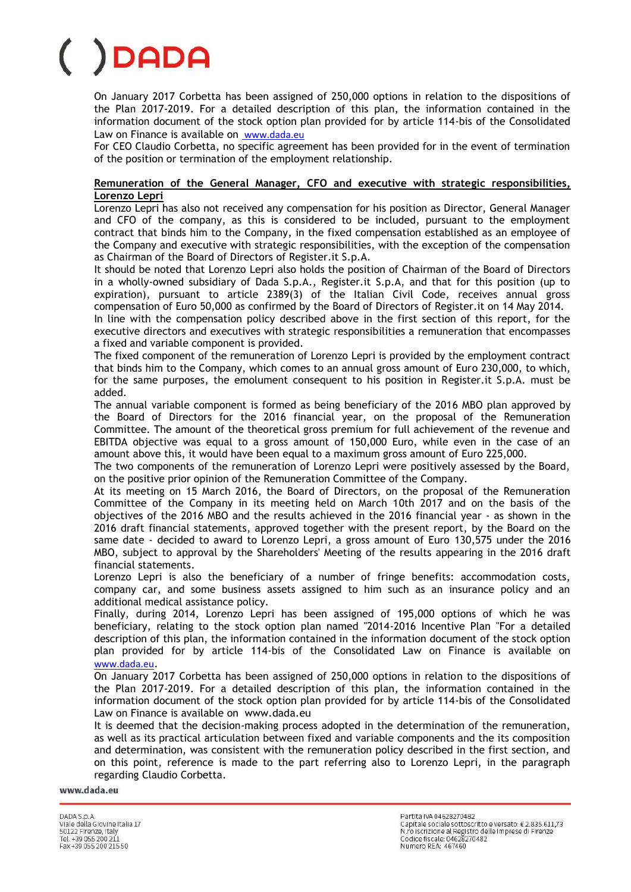On January 2017 Corbetta has been assigned of 250,000 options in relation to the dispositions of the Plan 2017-2019. For a detailed description of this plan, the information contained in the information document of the stock option plan provided for by article 114-bis of the Consolidated Law on Finance is available on www.dada.eu

For CEO Claudio Corbetta, no specific agreement has been provided for in the event of termination of the position or termination of the employment relationship.

**Remuneration of the General Manager, CFO and executive with strategic responsibilities, Lorenzo Lepri**

Lorenzo Lepri has also not received any compensation for his position as Director, General Manager and CFO of the company, as this is considered to be included, pursuant to the employment contract that binds him to the Company, in the fixed compensation established as an employee of the Company and executive with strategic responsibilities, with the exception of the compensation as Chairman of the Board of Directors of Register.it S.p.A.

It should be noted that Lorenzo Lepri also holds the position of Chairman of the Board of Directors in a wholly-owned subsidiary of Dada S.p.A., Register.it S.p.A, and that for this position (up to expiration), pursuant to article 2389(3) of the Italian Civil Code, receives annual gross compensation of Euro 50,000 as confirmed by the Board of Directors of Register.it on 14 May 2014.

In line with the compensation policy described above in the first section of this report, for the executive directors and executives with strategic responsibilities a remuneration that encompasses a fixed and variable component is provided.

The fixed component of the remuneration of Lorenzo Lepri is provided by the employment contract that binds him to the Company, which comes to an annual gross amount of Euro 230,000, to which, for the same purposes, the emolument consequent to his position in Register.it S.p.A. must be added.

The annual variable component is formed as being beneficiary of the 2016 MBO plan approved by the Board of Directors for the 2016 financial year, on the proposal of the Remuneration Committee. The amount of the theoretical gross premium for full achievement of the revenue and EBITDA objective was equal to a gross amount of 150,000 Euro, while even in the case of an amount above this, it would have been equal to a maximum gross amount of Euro 225,000.

The two components of the remuneration of Lorenzo Lepri were positively assessed by the Board, on the positive prior opinion of the Remuneration Committee of the Company.

At its meeting on 15 March 2016, the Board of Directors, on the proposal of the Remuneration Committee of the Company in its meeting held on March 10th 2017 and on the basis of the objectives of the 2016 MBO and the results achieved in the 2016 financial year - as shown in the 2016 draft financial statements, approved together with the present report, by the Board on the same date - decided to award to Lorenzo Lepri, a gross amount of Euro 130,575 under the 2016 MBO, subject to approval by the Shareholders' Meeting of the results appearing in the 2016 draft financial statements.

Lorenzo Lepri is also the beneficiary of a number of fringe benefits: accommodation costs, company car, and some business assets assigned to him such as an insurance policy and an additional medical assistance policy.

Finally, during 2014, Lorenzo Lepri has been assigned of 195,000 options of which he was beneficiary, relating to the stock option plan named "2014-2016 Incentive Plan "For a detailed description of this plan, the information contained in the information document of the stock option plan provided for by article 114-bis of the Consolidated Law on Finance is available on www.dada.eu.

On January 2017 Corbetta has been assigned of 250,000 options in relation to the dispositions of the Plan 2017-2019. For a detailed description of this plan, the information contained in the information document of the stock option plan provided for by article 114-bis of the Consolidated Law on Finance is available on www.dada.eu

It is deemed that the decision-making process adopted in the determination of the remuneration, as well as its practical articulation between fixed and variable components and the its composition and determination, was consistent with the remuneration policy described in the first section, and on this point, reference is made to the part referring also to Lorenzo Lepri, in the paragraph regarding Claudio Corbetta.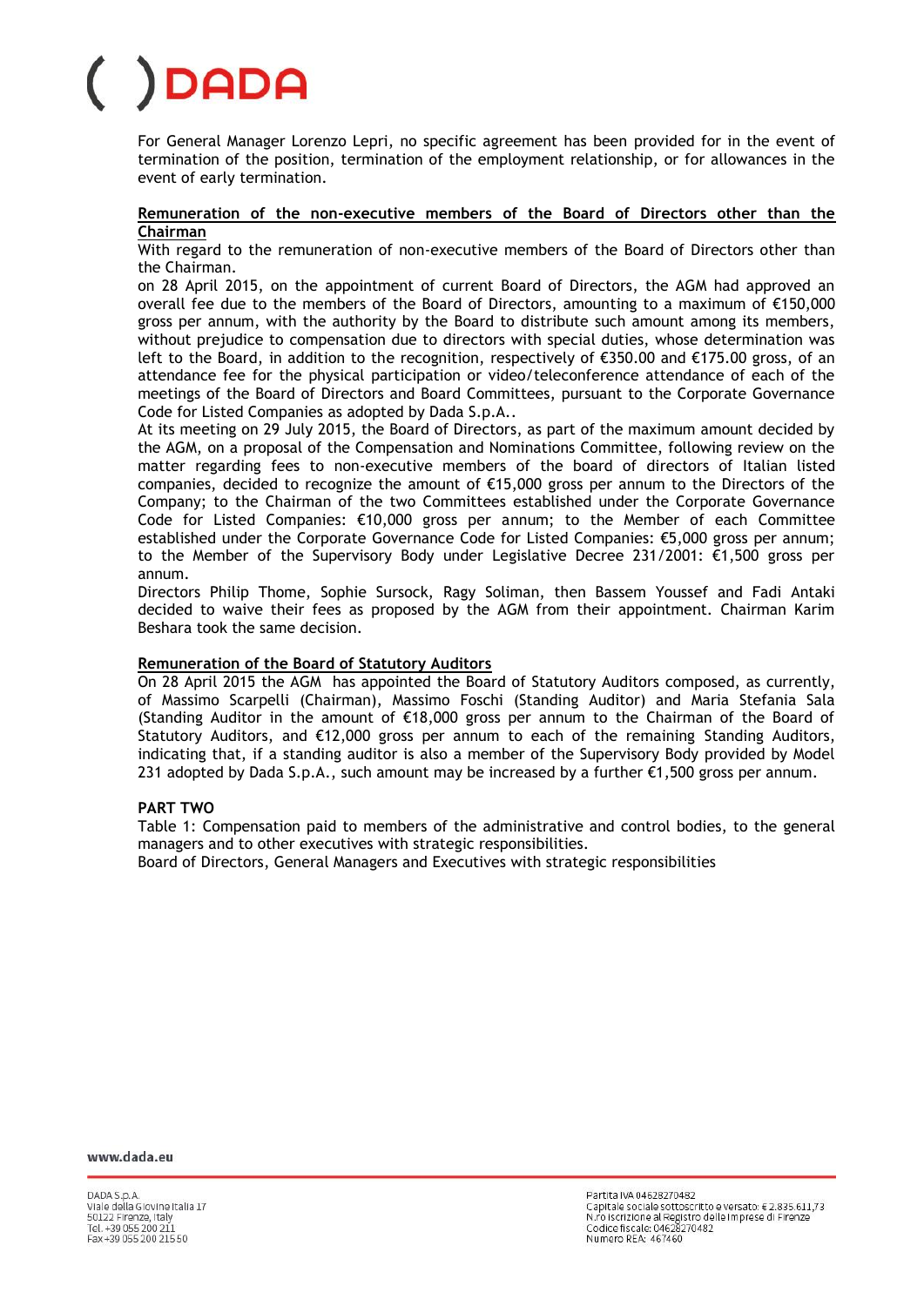For General Manager Lorenzo Lepri, no specific agreement has been provided for in the event of termination of the position, termination of the employment relationship, or for allowances in the event of early termination.

**Remuneration of the non-executive members of the Board of Directors other than the Chairman**

With regard to the remuneration of non-executive members of the Board of Directors other than the Chairman.

on 28 April 2015, on the appointment of current Board of Directors, the AGM had approved an overall fee due to the members of the Board of Directors, amounting to a maximum of €150,000 gross per annum, with the authority by the Board to distribute such amount among its members, without prejudice to compensation due to directors with special duties, whose determination was left to the Board, in addition to the recognition, respectively of €350.00 and €175.00 gross, of an attendance fee for the physical participation or video/teleconference attendance of each of the meetings of the Board of Directors and Board Committees, pursuant to the Corporate Governance Code for Listed Companies as adopted by Dada S.p.A..

At its meeting on 29 July 2015, the Board of Directors, as part of the maximum amount decided by the AGM, on a proposal of the Compensation and Nominations Committee, following review on the matter regarding fees to non-executive members of the board of directors of Italian listed companies, decided to recognize the amount of €15,000 gross per annum to the Directors of the Company; to the Chairman of the two Committees established under the Corporate Governance Code for Listed Companies: €10,000 gross per annum; to the Member of each Committee established under the Corporate Governance Code for Listed Companies: €5,000 gross per annum; to the Member of the Supervisory Body under Legislative Decree 231/2001: €1,500 gross per annum.

Directors Philip Thome, Sophie Sursock, Ragy Soliman, then Bassem Youssef and Fadi Antaki decided to waive their fees as proposed by the AGM from their appointment. Chairman Karim Beshara took the same decision.

**Remuneration of the Board of Statutory Auditors**

On 28 April 2015 the AGM has appointed the Board of Statutory Auditors composed, as currently, of Massimo Scarpelli (Chairman), Massimo Foschi (Standing Auditor) and Maria Stefania Sala (Standing Auditor in the amount of €18,000 gross per annum to the Chairman of the Board of Statutory Auditors, and €12,000 gross per annum to each of the remaining Standing Auditors, indicating that, if a standing auditor is also a member of the Supervisory Body provided by Model 231 adopted by Dada S.p.A., such amount may be increased by a further €1,500 gross per annum.

**PART TWO**

Table 1: Compensation paid to members of the administrative and control bodies, to the general managers and to other executives with strategic responsibilities.

Board of Directors, General Managers and Executives with strategic responsibilities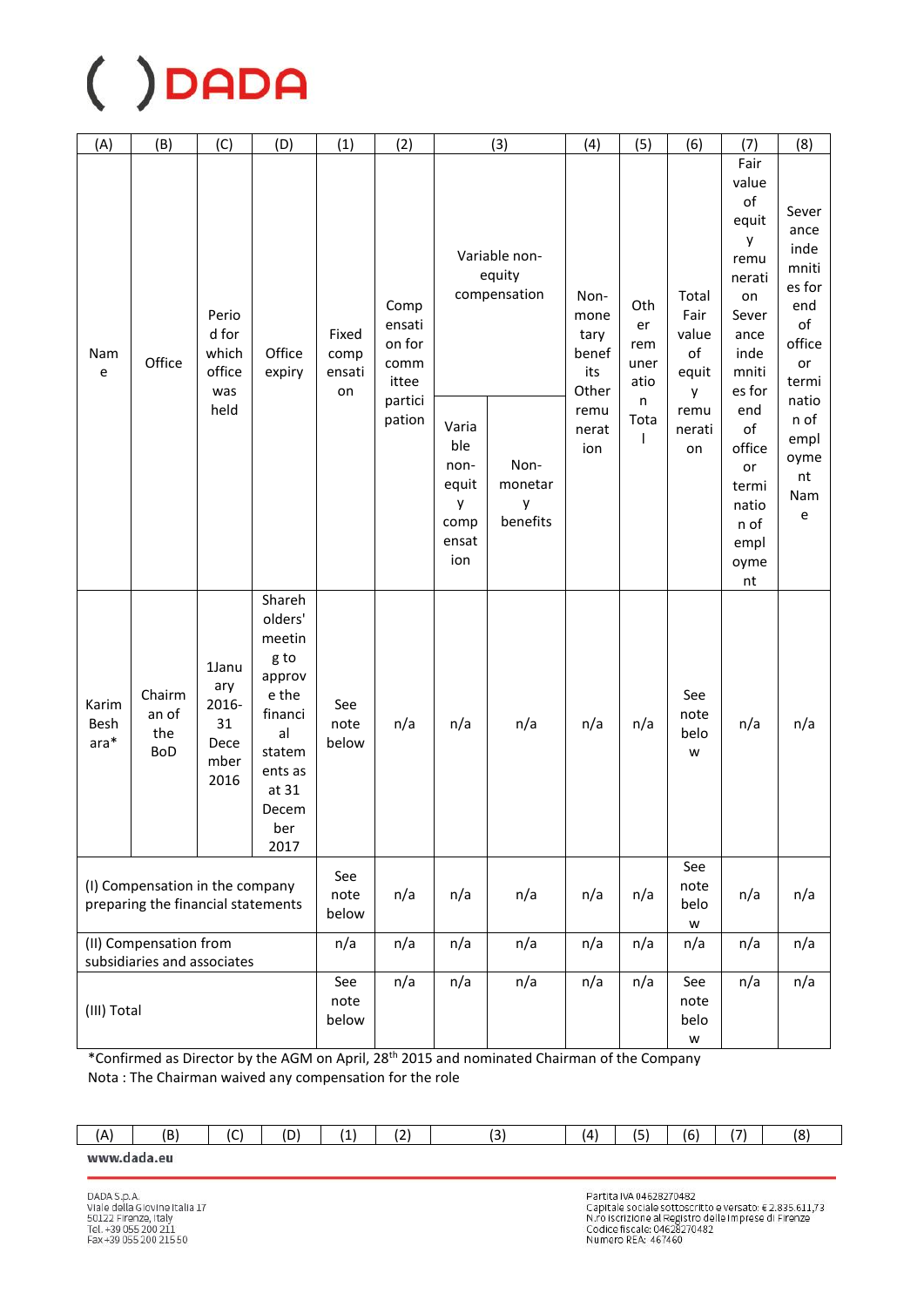| (A) | (B) | (C) | (D) | (1) | (2) | (3) | | (4) | (5) | (6) | (7) | (8) |
|---|---|---|---|---|---|---|---|---|---|---|---|---|
| Name | Office | Period for which office was held | Office expiry | Fixed compensation | Compensation for committee participation | Variable non-equity compensation | | Non-monetary benefits Other remuneration | Other remuneration Total | Total Fair value of equity remuneration | Fair value of equity remuneration Severance indemnities for end of office or termination of employment | Severance indemnities for end of office or termination of employment Name |
| | | | | | | Variable non-equity compensation | Non-monetary benefits | | | | | |
| Karim Beshara* | Chairman of the BoD | 1January 2016-31 December 2016 | Shareholders' meeting to approve the financial statements as at 31 December 2017 | See note below | n/a | n/a | n/a | n/a | n/a | See note below | n/a | n/a |
| (I) Compensation in the company preparing the financial statements | | | | See note below | n/a | n/a | n/a | n/a | n/a | See note below | n/a | n/a |
| (II) Compensation from subsidiaries and associates | | | | n/a | n/a | n/a | n/a | n/a | n/a | n/a | n/a | n/a |
| (III) Total | | | | See note below | n/a | n/a | n/a | n/a | n/a | See note below | n/a | n/a |

*Confirmed as Director by the AGM on April, 28th 2015 and nominated Chairman of the Company
Nota : The Chairman waived any compensation for the role

| (A) | (B) | (C) | (D) | (1) | (2) | (3) | (4) | (5) | (6) | (7) | (8) |
|---|---|---|---|---|---|---|---|---|---|---|---|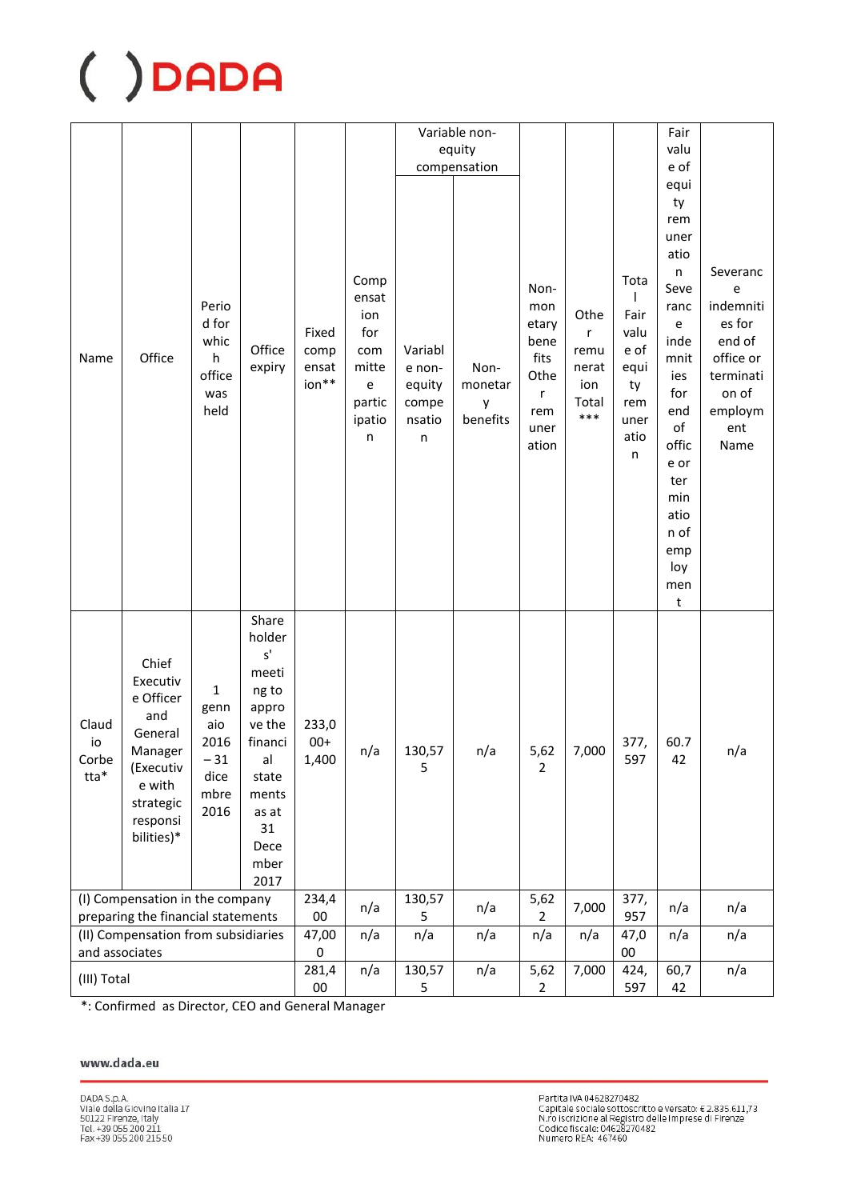| Name | Office | Period for which office was held | Office expiry | Fixed compensation** | Compensation for committee participation | Variable non-equity compensation | | Non-monetary benefits Other remuneration | Other remuneration Total *** | Total Fair value of equity remuneration | Fair value of equity remuneration Severance indemnities for end of office or termination of employment | Severance indemnities for end of office or termination of employment Name |
|---|---|---|---|---|---|---|---|---|---|---|---|---|
| | | | | | | Variable non-equity compensation | Non-monetary benefits | | | | | |
| Claudio Corbetta* | Chief Executive Officer and General Manager (Executive with strategic responsibilities)* | 1 gennaio 2016 – 31 dicembre 2016 | Shareholders' meeting to approve the financial statements as at 31 December 2017 | 233,000+ 1,400 | n/a | 130,575 | n/a | 5,622 | 7,000 | 377,597 | 60.742 | n/a |
| (I) Compensation in the company preparing the financial statements | | | | 234,400 | n/a | 130,575 | n/a | 5,622 | 7,000 | 377,957 | n/a | n/a |
| (II) Compensation from subsidiaries and associates | | | | 47,000 | n/a | n/a | n/a | n/a | n/a | 47,000 | n/a | n/a |
| (III) Total | | | | 281,400 | n/a | 130,575 | n/a | 5,622 | 7,000 | 424,597 | 60,742 | n/a |

*: Confirmed as Director, CEO and General Manager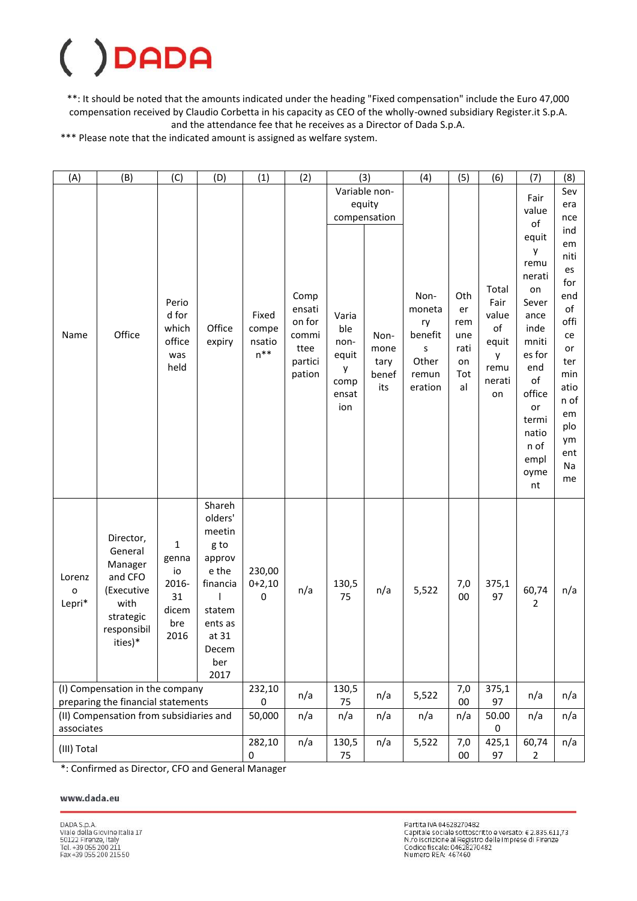**: It should be noted that the amounts indicated under the heading "Fixed compensation" include the Euro 47,000 compensation received by Claudio Corbetta in his capacity as CEO of the wholly-owned subsidiary Register.it S.p.A. and the attendance fee that he receives as a Director of Dada S.p.A.

*** Please note that the indicated amount is assigned as welfare system.

| (A) | (B) | (C) | (D) | (1) | (2) | (3) | | (4) | (5) | (6) | (7) | (8) |
|---|---|---|---|---|---|---|---|---|---|---|---|---|
| | | | | | | Variable non-equity compensation | | | | | | |
| Name | Office | Period for which office was held | Office expiry | Fixed compensation** | Compensation for committee participation | Variable non-equity compensation | Non-monetary benefits | Non-monetary benefits Other remuneration | Other remuneration Total | Total Fair value of equity remuneration | Fair value of equity remuneration Severance indemnities for end of office or termination of employment | Severance indemnities for end of office or termination of employment Name |
| Lorenzo Lepri* | Director, General Manager and CFO (Executive with strategic responsibilities)* | 1 gennaio 2016-31 dicembre 2016 | Shareholders' meeting to approve the financial statements as at 31 December 2017 | 230,000+2,100 | n/a | 130,575 | n/a | 5,522 | 7,000 | 375,197 | 60,742 | n/a |
| (I) Compensation in the company preparing the financial statements | | | | 232,100 | n/a | 130,575 | n/a | 5,522 | 7,000 | 375,197 | n/a | n/a |
| (II) Compensation from subsidiaries and associates | | | | 50,000 | n/a | n/a | n/a | n/a | n/a | 50.000 | n/a | n/a |
| (III) Total | | | | 282,100 | n/a | 130,575 | n/a | 5,522 | 7,000 | 425,197 | 60,742 | n/a |

*: Confirmed as Director, CFO and General Manager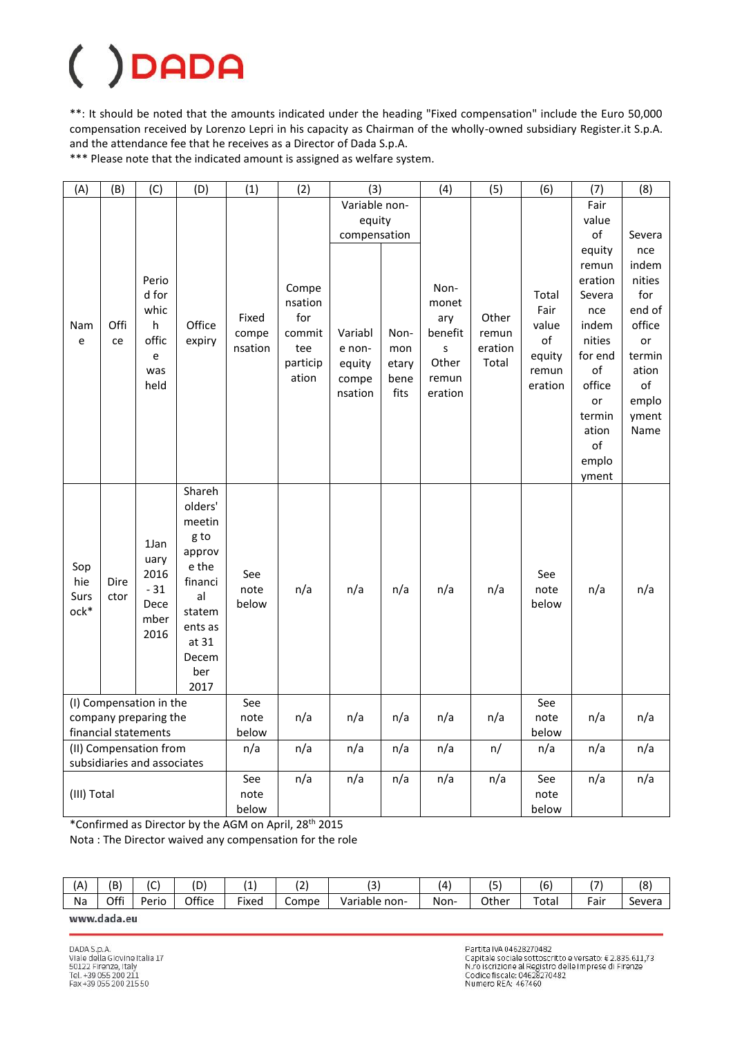**: It should be noted that the amounts indicated under the heading "Fixed compensation" include the Euro 50,000 compensation received by Lorenzo Lepri in his capacity as Chairman of the wholly-owned subsidiary Register.it S.p.A. and the attendance fee that he receives as a Director of Dada S.p.A.

*** Please note that the indicated amount is assigned as welfare system.

| (A) | (B) | (C) | (D) | (1) | (2) | (3) | | (4) | (5) | (6) | (7) | (8) |
|---|---|---|---|---|---|---|---|---|---|---|---|---|
| | | | | | | Variable non-equity compensation | | | | | | |
| Name | Office | Period for which office was held | Office expiry | Fixed compensation | Compensation for committee participation | Variable non-equity compensation | Non-monetary benefits | Non-monetary benefits Other remuneration | Other remuneration Total | Total Fair value of equity remuneration | Fair value of equity remuneration Severance indemnities for end of office or termination of employment | Severance indemnities for end of office or termination of employment Name |
| Sophie Sursock* | Director | 1January 2016 - 31 December 2016 | Shareholders' meeting to approve the financial statements as at 31 December 2017 | See note below | n/a | n/a | n/a | n/a | n/a | See note below | n/a | n/a |
| (I) Compensation in the company preparing the financial statements | | | | See note below | n/a | n/a | n/a | n/a | n/a | See note below | n/a | n/a |
| (II) Compensation from subsidiaries and associates | | | | n/a | n/a | n/a | n/a | n/a | n/ | n/a | n/a | n/a |
| (III) Total | | | | See note below | n/a | n/a | n/a | n/a | n/a | See note below | n/a | n/a |

*Confirmed as Director by the AGM on April, 28th 2015

Nota : The Director waived any compensation for the role

| (A) | (B) | (C) | (D) | (1) | (2) | (3) | (4) | (5) | (6) | (7) | (8) |
|---|---|---|---|---|---|---|---|---|---|---|---|
| Na | Offi | Perio | Office | Fixed | Compe | Variable non- | Non- | Other | Total | Fair | Severa |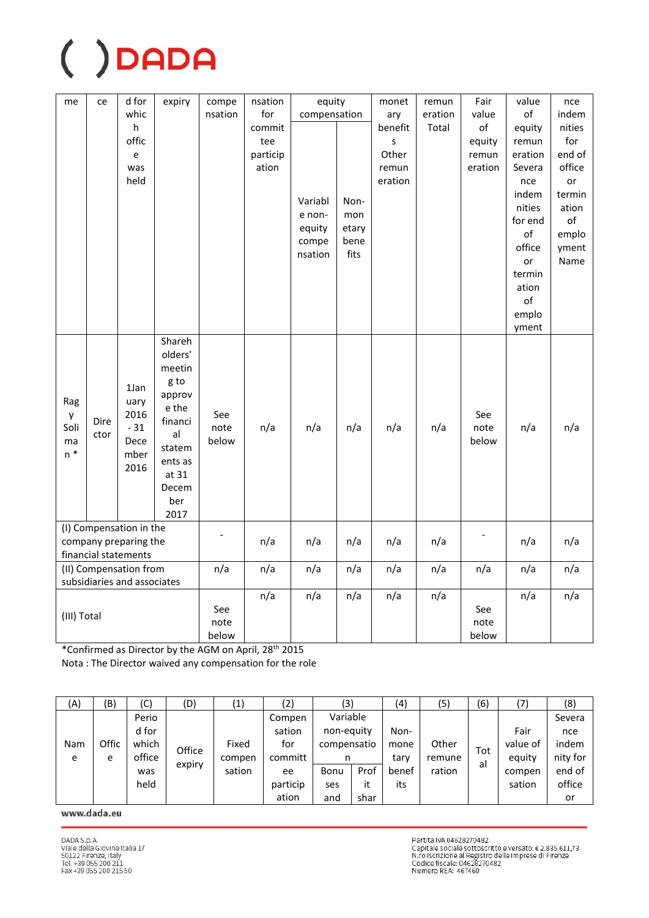| me | ce | d for which office was held | expiry | compensation | nsation for committee participation | equity compensation | | monetary benefits Other remuneration | remuneration Total | Fair value of equity remuneration | value of equity remuneration Severance indemnities for end of office or termination of employment | nce indemnities for end of office or termination of employment Name |
|---|---|---|---|---|---|---|---|---|---|---|---|---|
| | | | | | | Variable non-equity compensation | Non-monetary benefits | | | | | |
| Ragy Soliman * | Director | 1January 2016 - 31 December 2016 | Shareholders' meeting to approve the financial statements as at 31 December 2017 | See note below | n/a | n/a | n/a | n/a | n/a | See note below | n/a | n/a |
| (I) Compensation in the company preparing the financial statements | | | | - | n/a | n/a | n/a | n/a | n/a | - | n/a | n/a |
| (II) Compensation from subsidiaries and associates | | | | n/a | n/a | n/a | n/a | n/a | n/a | n/a | n/a | n/a |
| (III) Total | | | | See note below | n/a | n/a | n/a | n/a | n/a | See note below | n/a | n/a |

*Confirmed as Director by the AGM on April, 28th 2015

Nota : The Director waived any compensation for the role

| (A) | (B) | (C) | (D) | (1) | (2) | (3) | | (4) | (5) | (6) | (7) | (8) |
|---|---|---|---|---|---|---|---|---|---|---|---|---|
| Name | Office | Period for which office was held | Office expiry | Fixed compensation | Compensation for committee participation | Variable non-equity compensation | | Non-monetary benefits | Other remuneration | Total | Fair value of equity compensation | Severance indemnity for end of office or |
| | | | | | | Bonuses and | Profit shar | | | | | |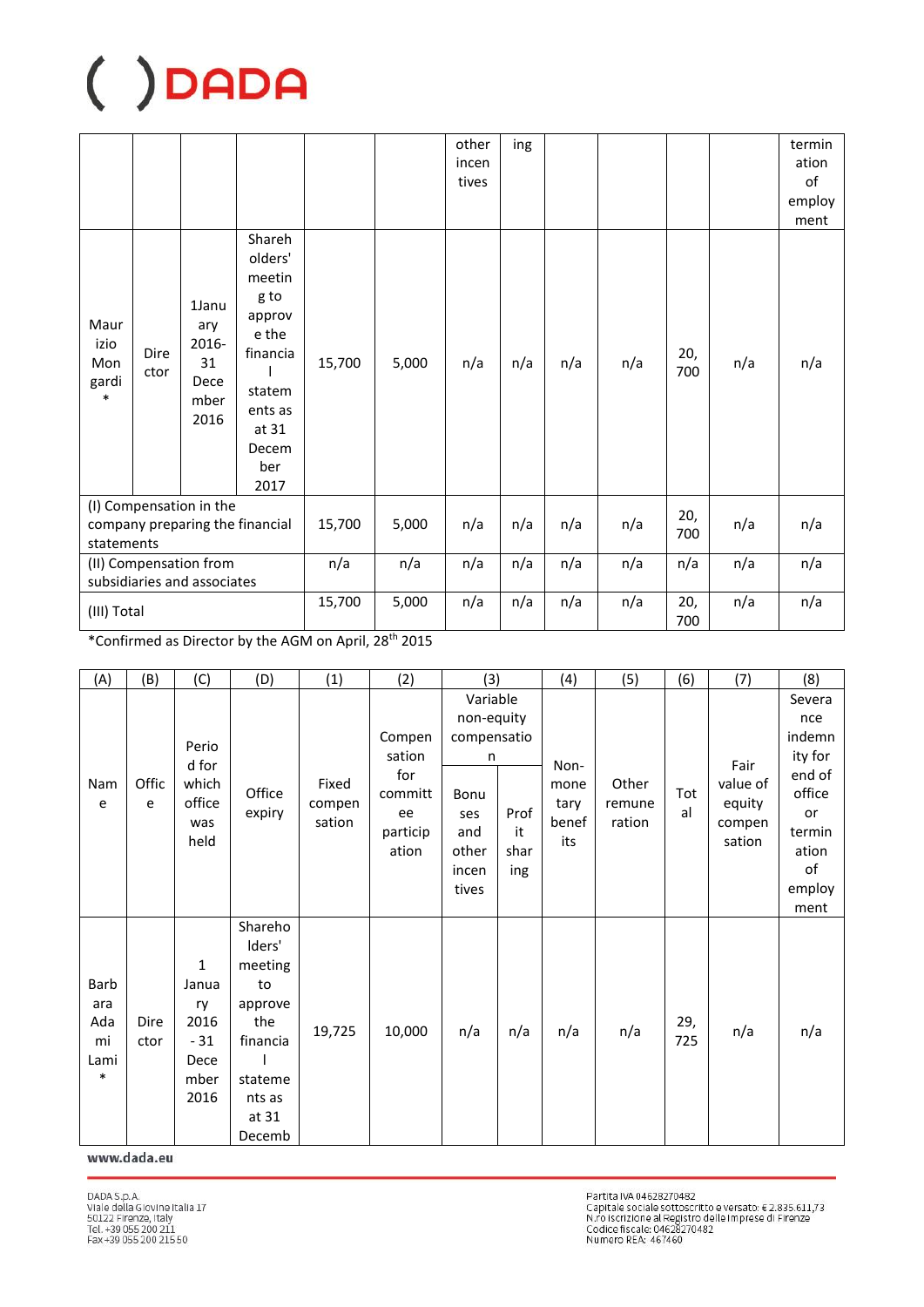| | | | | | | other incentives | ing | | | | | termination of employment |
|---|---|---|---|---|---|---|---|---|---|---|---|---|
| Maurizio Mongardi * | Director | 1January 2016-31 December 2016 | Shareholders' meeting to approve the financial statements as at 31 December 2017 | 15,700 | 5,000 | n/a | n/a | n/a | n/a | 20,700 | n/a | n/a |
| (I) Compensation in the company preparing the financial statements | | | | 15,700 | 5,000 | n/a | n/a | n/a | n/a | 20,700 | n/a | n/a |
| (II) Compensation from subsidiaries and associates | | | | n/a | n/a | n/a | n/a | n/a | n/a | n/a | n/a | n/a |
| (III) Total | | | | 15,700 | 5,000 | n/a | n/a | n/a | n/a | 20,700 | n/a | n/a |

*Confirmed as Director by the AGM on April, 28th 2015

| (A) | (B) | (C) | (D) | (1) | (2) | (3) | | (4) | (5) | (6) | (7) | (8) |
|---|---|---|---|---|---|---|---|---|---|---|---|---|
| Name | Office | Period for which office was held | Office expiry | Fixed compensation | Compensation for committee participation | Variable non-equity compensation | | Non-monetary benefits | Other remuneration | Total | Fair value of equity compensation | Severance indemnity for end of office or termination of employment |
| | | | | | | Bonuses and other incentives | Profit sharing | | | | | |
| Barbara Adami Lami * | Director | 1 January 2016 - 31 December 2016 | Shareholders' meeting to approve the financial statements as at 31 Decemb | 19,725 | 10,000 | n/a | n/a | n/a | n/a | 29,725 | n/a | n/a |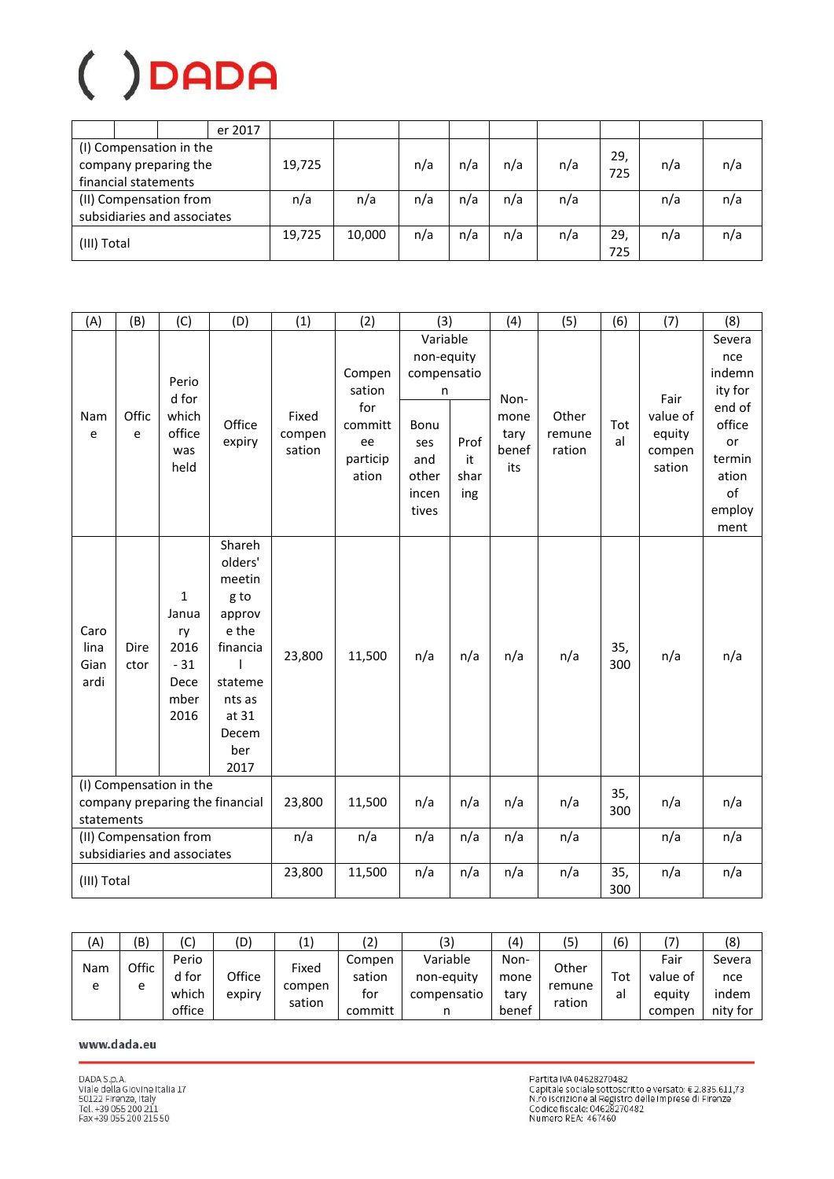| | | | er 2017 | | | | | | | | | |
|---|---|---|---|---|---|---|---|---|---|---|---|---|
| (I) Compensation in the company preparing the financial statements | | | | 19,725 | | n/a | n/a | n/a | n/a | 29,725 | n/a | n/a |
| (II) Compensation from subsidiaries and associates | | | | n/a | n/a | n/a | n/a | n/a | n/a | | n/a | n/a |
| (III) Total | | | | 19,725 | 10,000 | n/a | n/a | n/a | n/a | 29,725 | n/a | n/a |

| (A) | (B) | (C) | (D) | (1) | (2) | (3) | | (4) | (5) | (6) | (7) | (8) |
|---|---|---|---|---|---|---|---|---|---|---|---|---|
| Name | Office | Period for which office was held | Office expiry | Fixed compensation | Compensation for committee participation | Variable non-equity compensation | | Non-monetary benefits | Other remuneration | Total | Fair value of equity compensation | Severance indemnity for end of office or termination of employment |
| | | | | | | Bonuses and other incentives | Profit sharing | | | | | |
| Carolina Gianardi | Director | 1 January 2016 - 31 December 2016 | Shareholders' meeting to approve the financial statements as at 31 December 2017 | 23,800 | 11,500 | n/a | n/a | n/a | n/a | 35,300 | n/a | n/a |
| (I) Compensation in the company preparing the financial statements | | | | 23,800 | 11,500 | n/a | n/a | n/a | n/a | 35,300 | n/a | n/a |
| (II) Compensation from subsidiaries and associates | | | | n/a | n/a | n/a | n/a | n/a | n/a | | n/a | n/a |
| (III) Total | | | | 23,800 | 11,500 | n/a | n/a | n/a | n/a | 35,300 | n/a | n/a |

| (A) | (B) | (C) | (D) | (1) | (2) | (3) | (4) | (5) | (6) | (7) | (8) |
|---|---|---|---|---|---|---|---|---|---|---|---|
| Name | Office | Period for which office | Office expiry | Fixed compensation | Compensation for committ | Variable non-equity compensation | Non-monetary benef | Other remuneration | Total | Fair value of equity compen | Severance indemnity for |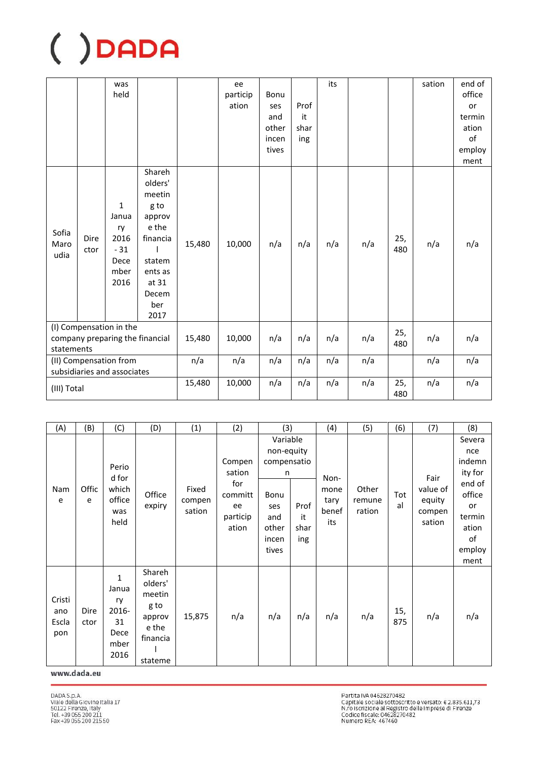| | | was held | | | ee participation | Bonuses and other incentives | Profit sharing | its | | | sation | end of office or termination of employment |
|---|---|---|---|---|---|---|---|---|---|---|---|---|
| Sofia Maroudia | Director | 1 January 2016 - 31 December 2016 | Shareholders' meeting to approve the financial statements as at 31 December 2017 | 15,480 | 10,000 | n/a | n/a | n/a | n/a | 25,480 | n/a | n/a |
| (I) Compensation in the company preparing the financial statements | | | | 15,480 | 10,000 | n/a | n/a | n/a | n/a | 25,480 | n/a | n/a |
| (II) Compensation from subsidiaries and associates | | | | n/a | n/a | n/a | n/a | n/a | n/a | | n/a | n/a |
| (III) Total | | | | 15,480 | 10,000 | n/a | n/a | n/a | n/a | 25,480 | n/a | n/a |

| (A) | (B) | (C) | (D) | (1) | (2) | (3) | | (4) | (5) | (6) | (7) | (8) |
|---|---|---|---|---|---|---|---|---|---|---|---|---|
| Name | Office | Period for which office was held | Office expiry | Fixed compensation | Compensation for committee participation | Variable non-equity compensation | | Non-monetary benefits | Other remuneration | Total | Fair value of equity compensation | Severance indemnity for end of office or termination of employment |
| | | | | | | Bonuses and other incentives | Profit sharing | | | | | |
| Cristiano Escapon | Director | 1 January 2016-31 December 2016 | Shareholders' meeting to approve the financial stateme | 15,875 | n/a | n/a | n/a | n/a | n/a | 15,875 | n/a | n/a |

www.dada.eu

DADA S.p.A.
Viale della Giovine Italia 17
50122 Firenze, Italy
Tel. +39 055 200 211
Fax +39 055 200 215 50

Partita IVA 04628270482
Capitale sociale sottoscritto e versato: € 2.835.611,73
N.ro iscrizione al Registro delle Imprese di Firenze
Codice fiscale: 04628270482
Numero REA: 467460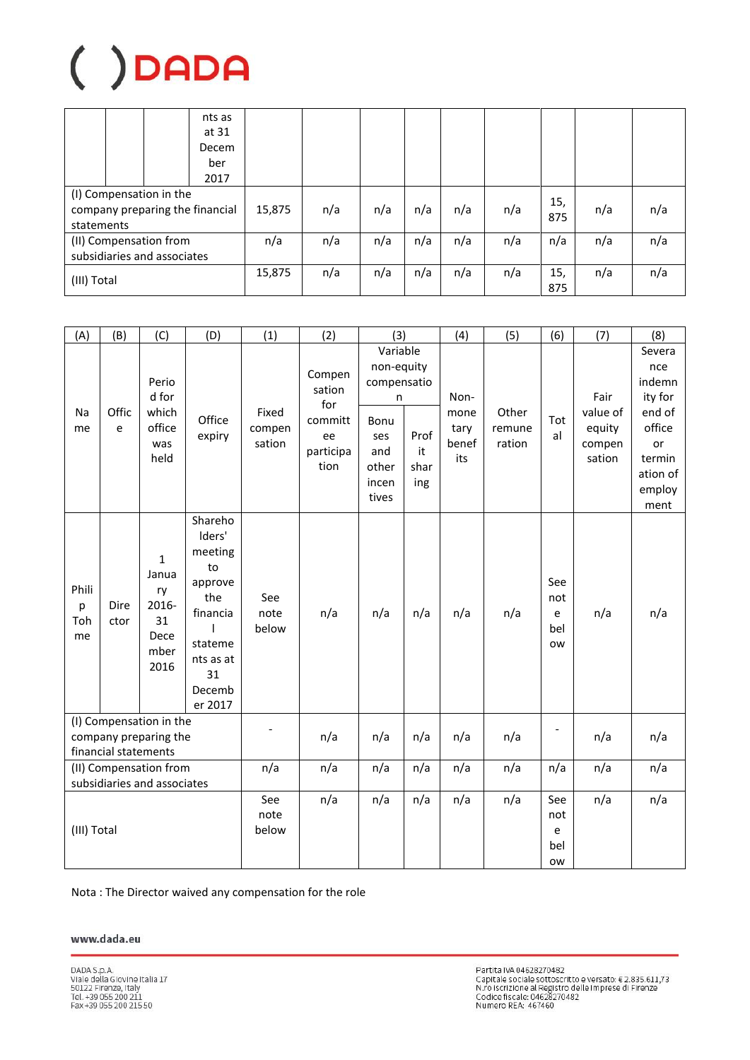| | | | nts as at 31 December 2017 | | | | | | | | | |
|---|---|---|---|---|---|---|---|---|---|---|---|---|
| (I) Compensation in the company preparing the financial statements | | | | 15,875 | n/a | n/a | n/a | n/a | n/a | 15,875 | n/a | n/a |
| (II) Compensation from subsidiaries and associates | | | | n/a | n/a | n/a | n/a | n/a | n/a | n/a | n/a | n/a |
| (III) Total | | | | 15,875 | n/a | n/a | n/a | n/a | n/a | 15,875 | n/a | n/a |

| (A) | (B) | (C) | (D) | (1) | (2) | (3) | | (4) | (5) | (6) | (7) | (8) |
|---|---|---|---|---|---|---|---|---|---|---|---|---|
| Name | Office | Period for which office was held | Office expiry | Fixed compensation | Compensation for committee participation | Variable non-equity compensation | | Non-monetary benefits | Other remuneration | Total | Fair value of equity compensation | Severance indemnity for end of office or termination of employment |
| | | | | | | Bonuses and other incentives | Profit sharing | | | | | |
| Philipp Tohme | Director | 1 January 2016-31 December 2016 | Shareholders' meeting to approve the financial statements as at 31 December 2017 | See note below | n/a | n/a | n/a | n/a | n/a | See note below | n/a | n/a |
| (I) Compensation in the company preparing the financial statements | | | | - | n/a | n/a | n/a | n/a | n/a | - | n/a | n/a |
| (II) Compensation from subsidiaries and associates | | | | n/a | n/a | n/a | n/a | n/a | n/a | n/a | n/a | n/a |
| (III) Total | | | | See note below | n/a | n/a | n/a | n/a | n/a | See note below | n/a | n/a |

Nota : The Director waived any compensation for the role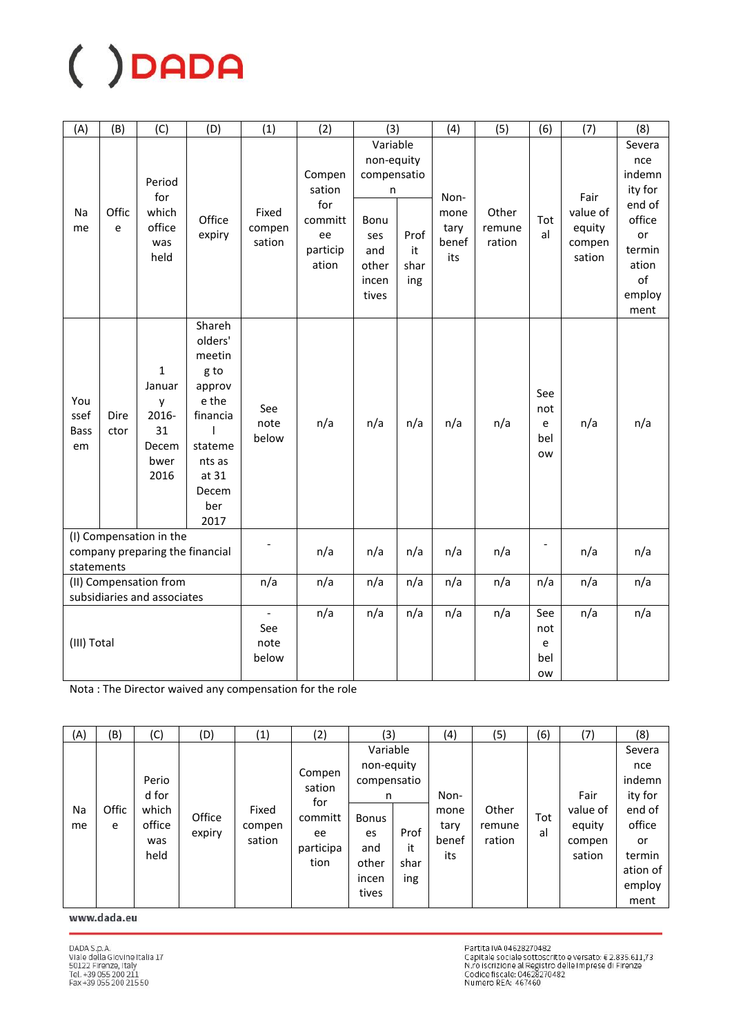| (A) | (B) | (C) | (D) | (1) | (2) | (3) | | (4) | (5) | (6) | (7) | (8) |
|---|---|---|---|---|---|---|---|---|---|---|---|---|
| Name | Office | Period for which office was held | Office expiry | Fixed compensation | Compensation for committee participation | Variable non-equity compensation | | Non-monetary benefits | Other remuneration | Total | Fair value of equity compensation | Severance indemnity for end of office or termination of employment |
| | | | | | | Bonuses and other incentives | Profit sharing | | | | | |
| Youssef Bassem | Director | 1 January 2016- 31 Decembwer 2016 | Shareholders' meeting to approve the financial statements as at 31 December 2017 | See note below | n/a | n/a | n/a | n/a | n/a | See note below | n/a | n/a |
| (I) Compensation in the company preparing the financial statements | | | | - | n/a | n/a | n/a | n/a | n/a | - | n/a | n/a |
| (II) Compensation from subsidiaries and associates | | | | n/a | n/a | n/a | n/a | n/a | n/a | n/a | n/a | n/a |
| (III) Total | | | | - See note below | n/a | n/a | n/a | n/a | n/a | See note below | n/a | n/a |

Nota : The Director waived any compensation for the role

| (A) | (B) | (C) | (D) | (1) | (2) | (3) | | (4) | (5) | (6) | (7) | (8) |
|---|---|---|---|---|---|---|---|---|---|---|---|---|
| Name | Office | Period for which office was held | Office expiry | Fixed compensation | Compensation for committee participation | Variable non-equity compensation | | Non-monetary benefits | Other remuneration | Total | Fair value of equity compensation | Severance indemnity for end of office or termination of employment |
| | | | | | | Bonuses and other incentives | Profit sharing | | | | | |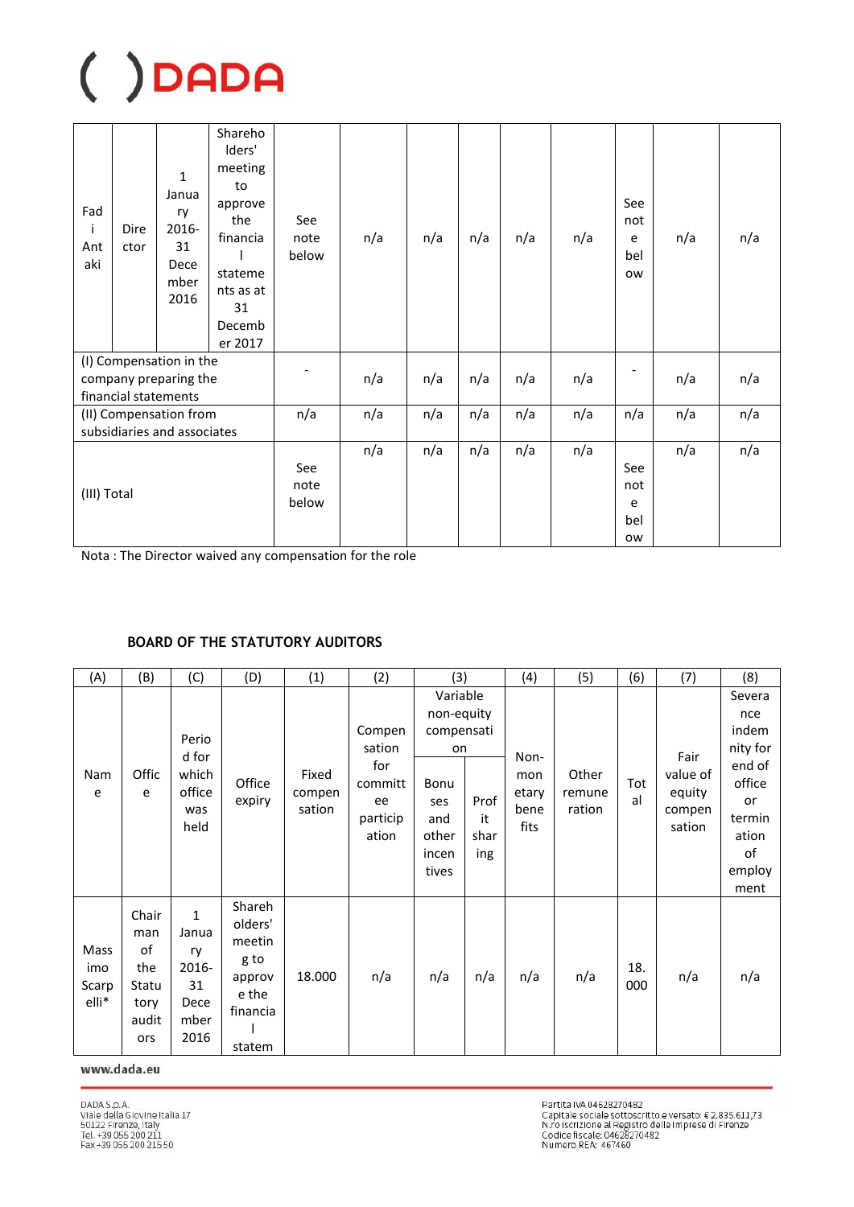| | | | | | | | | | | | | |
|---|---|---|---|---|---|---|---|---|---|---|---|---|
| Fadi Antaki | Director | 1 January 2016-31 December 2016 | Shareholders' meeting to approve the financial statements as at 31 December 2017 | See note below | n/a | n/a | n/a | n/a | n/a | See note below | n/a | n/a |
| (I) Compensation in the company preparing the financial statements | | | | - | n/a | n/a | n/a | n/a | n/a | - | n/a | n/a |
| (II) Compensation from subsidiaries and associates | | | | n/a | n/a | n/a | n/a | n/a | n/a | n/a | n/a | n/a |
| (III) Total | | | | See note below | n/a | n/a | n/a | n/a | n/a | See note below | n/a | n/a |

Nota : The Director waived any compensation for the role

**BOARD OF THE STATUTORY AUDITORS**

| (A) | (B) | (C) | (D) | (1) | (2) | (3) | | (4) | (5) | (6) | (7) | (8) |
|---|---|---|---|---|---|---|---|---|---|---|---|---|
| Name | Office | Period for which office was held | Office expiry | Fixed compensation | Compensation for committee participation | Variable non-equity compensation | | Non-monetary benefits | Other remuneration | Total | Fair value of equity compensation | Severance indemnity for end of office or termination of employment |
| | | | | | | Bonuses and other incentives | Profit sharing | | | | | |
| Massimo Scarpelli* | Chairman of the Statutory auditors | 1 January 2016-31 December 2016 | Shareholders' meeting to approve the financial statem | 18.000 | n/a | n/a | n/a | n/a | n/a | 18.000 | n/a | n/a |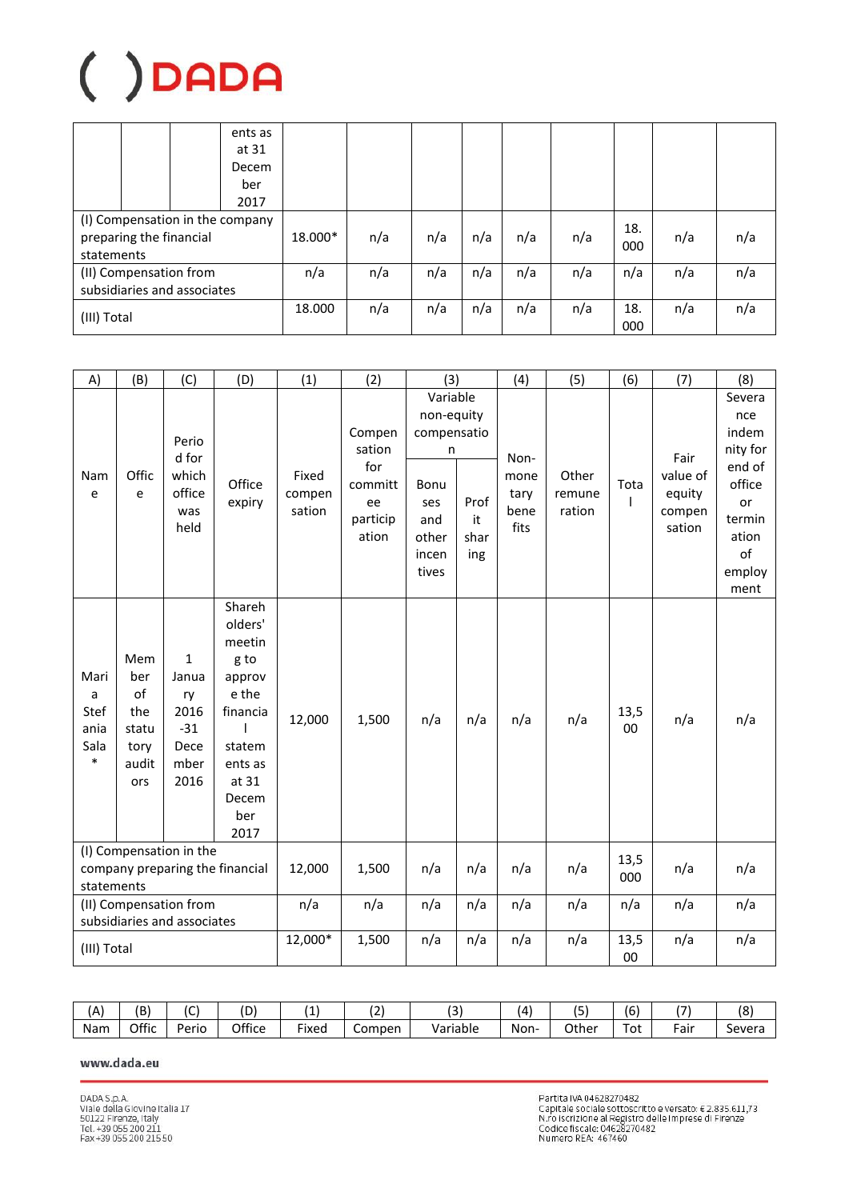| | | | ents as at 31 December 2017 | | | | | | | | | |
|---|---|---|---|---|---|---|---|---|---|---|---|---|
| (I) Compensation in the company preparing the financial statements | | | | 18.000* | n/a | n/a | n/a | n/a | n/a | 18.000 | n/a | n/a |
| (II) Compensation from subsidiaries and associates | | | | n/a | n/a | n/a | n/a | n/a | n/a | n/a | n/a | n/a |
| (III) Total | | | | 18.000 | n/a | n/a | n/a | n/a | n/a | 18.000 | n/a | n/a |

| A) | (B) | (C) | (D) | (1) | (2) | (3) | | (4) | (5) | (6) | (7) | (8) |
|---|---|---|---|---|---|---|---|---|---|---|---|---|
| Name | Office | Period for which office was held | Office expiry | Fixed compensation | Compensation for committee participation | Variable non-equity compensation | | Non-monetary benefits | Other remuneration | Total | Fair value of equity compensation | Severance indemnity for end of office or termination of employment |
| | | | | | | Bonuses and other incentives | Profit sharing | | | | | |
| Maria Stefania Sala * | Member of the statutory auditors | 1 January 2016 -31 December 2016 | Shareholders' meeting to approve the financial statements as at 31 December 2017 | 12,000 | 1,500 | n/a | n/a | n/a | n/a | 13,500 | n/a | n/a |
| (I) Compensation in the company preparing the financial statements | | | | 12,000 | 1,500 | n/a | n/a | n/a | n/a | 13,5000 | n/a | n/a |
| (II) Compensation from subsidiaries and associates | | | | n/a | n/a | n/a | n/a | n/a | n/a | n/a | n/a | n/a |
| (III) Total | | | | 12,000* | 1,500 | n/a | n/a | n/a | n/a | 13,500 | n/a | n/a |

| (A) | (B) | (C) | (D) | (1) | (2) | (3) | (4) | (5) | (6) | (7) | (8) |
|---|---|---|---|---|---|---|---|---|---|---|---|
| Nam | Offic | Perio | Office | Fixed | Compen | Variable | Non- | Other | Tot | Fair | Severa |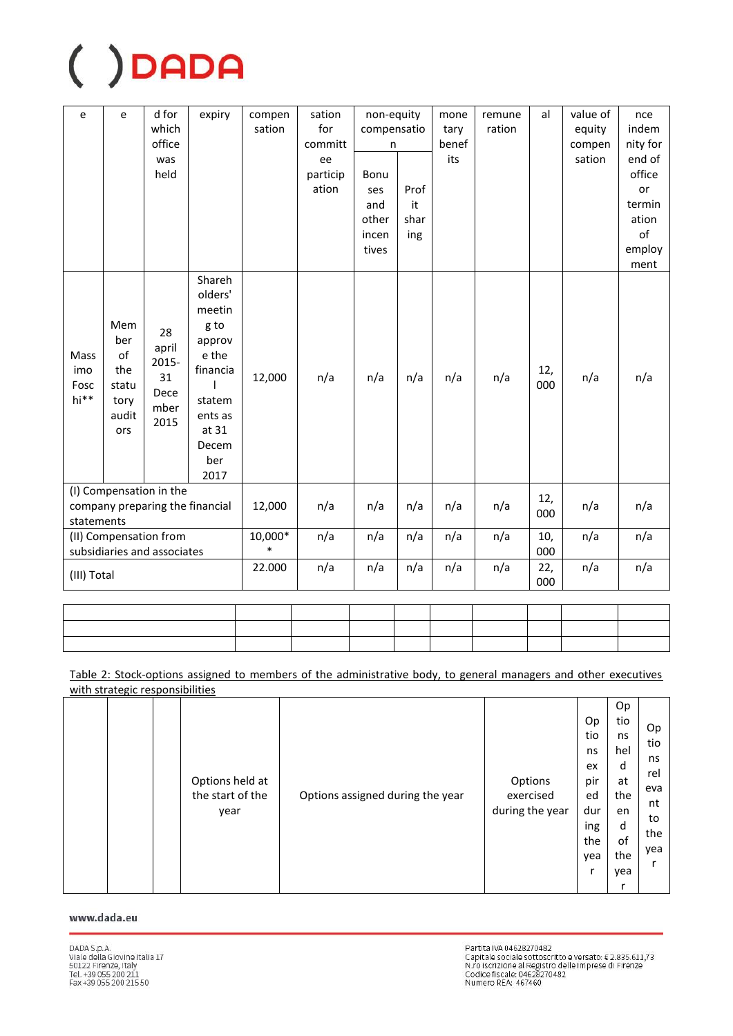| e | e | d for which office was held | expiry | compensation | sation for committee participation | non-equity compensation | | monetary benefits | remuneration | al | value of equity compensation | nce indemnity for end of office or termination of employment |
|---|---|---|---|---|---|---|---|---|---|---|---|---|
| | | | | | | Bonuses and other incentives | Profit sharing | | | | | |
| Massimo Foschi** | Member of the statutory auditors | 28 april 2015-31 December 2015 | Shareholders' meeting to approve the financial statements as at 31 December 2017 | 12,000 | n/a | n/a | n/a | n/a | n/a | 12,000 | n/a | n/a |
| (I) Compensation in the company preparing the financial statements | | | | 12,000 | n/a | n/a | n/a | n/a | n/a | 12,000 | n/a | n/a |
| (II) Compensation from subsidiaries and associates | | | | 10,000** | n/a | n/a | n/a | n/a | n/a | 10,000 | n/a | n/a |
| (III) Total | | | | 22.000 | n/a | n/a | n/a | n/a | n/a | 22,000 | n/a | n/a |

|  |  |  |  |  |  |  |  |  |  |
|---|---|---|---|---|---|---|---|---|---|
|  |  |  |  |  |  |  |  |  |  |
|  |  |  |  |  |  |  |  |  |  |
|  |  |  |  |  |  |  |  |  |  |

Table 2: Stock-options assigned to members of the administrative body, to general managers and other executives with strategic responsibilities

|  |  |  | Options held at the start of the year | Options assigned during the year | Options exercised during the year | Options expired during the year | Options held at the end of the year | Options relevant to the year |
|---|---|---|---|---|---|---|---|---|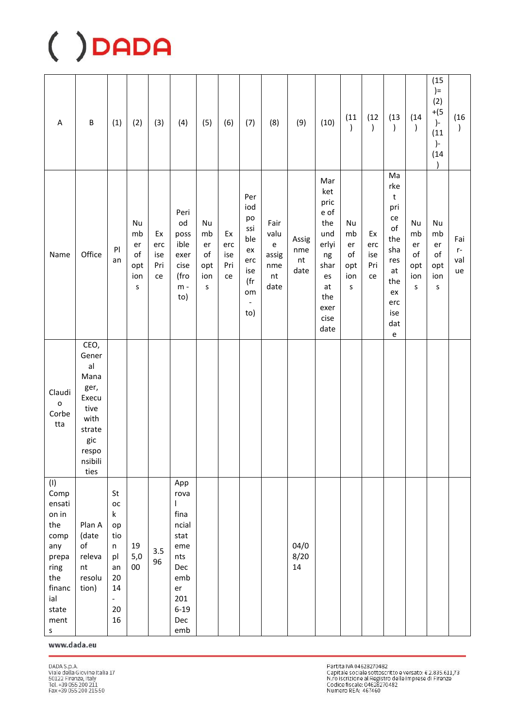| A | B | (1) | (2) | (3) | (4) | (5) | (6) | (7) | (8) | (9) | (10) | (11) | (12) | (13) | (14) | (15)=(2)+(5)-(11)-(14) | (16) |
|---|---|---|---|---|---|---|---|---|---|---|---|---|---|---|---|---|---|
| Name | Office | Plan | Number of options | Exercise Price | Period possible exercise (from - to) | Number of options | Exercise Price | Period possible exercise (from - to) | Fair value assignment date | Assignment date | Market price of the underlying shares at the exercise date | Number of options | Exercise Price | Market price of the shares at the exercise date | Number of options | Number of options | Fair-value |
| Claudio Corbetta | CEO, General Manager, Executive with strategic responsibilities | | | | | | | | | | | | | | | | |
| (I) Compensation in the company preparing the financial statements | Plan A (date of relevant resolution) | Stock option plan 2014 - 2016 | 195,000 | 3.596 | Approval financial statements December 2016-19 Decemb | | | | | 04/08/2014 | | | | | | | |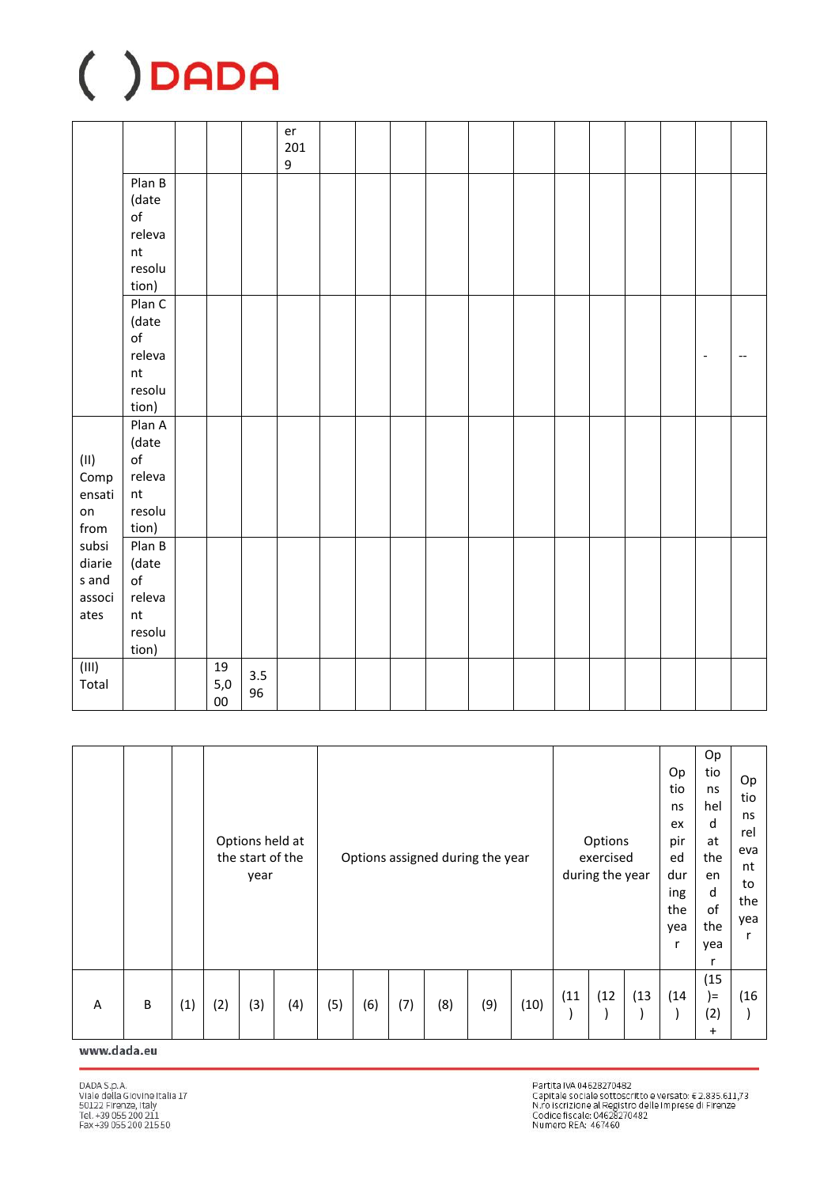| | | | | | er 2019 | | | | | | | | | | | | |
|---|---|---|---|---|---|---|---|---|---|---|---|---|---|---|---|---|---|
| | Plan B (date of relevant resolution) | | | | | | | | | | | | | | | | |
| | Plan C (date of relevant resolution) | | | | | | | | | | | | | | | - | -- |
| (II) Compensation from subsidiaries and associates | Plan A (date of relevant resolution) | | | | | | | | | | | | | | | | |
| | Plan B (date of relevant resolution) | | | | | | | | | | | | | | | | |
| (III) Total | | | 195,000 | 3.596 | | | | | | | | | | | | | |

| | | | Options held at the start of the year | | | Options assigned during the year | | | | | | Options exercised during the year | | | Options expired during the year | Options held at the end of the year | Options relevant to the year |
|---|---|---|---|---|---|---|---|---|---|---|---|---|---|---|---|---|---|
| A | B | (1) | (2) | (3) | (4) | (5) | (6) | (7) | (8) | (9) | (10) | (11) | (12) | (13) | (14) | (15)= (2) + | (16) |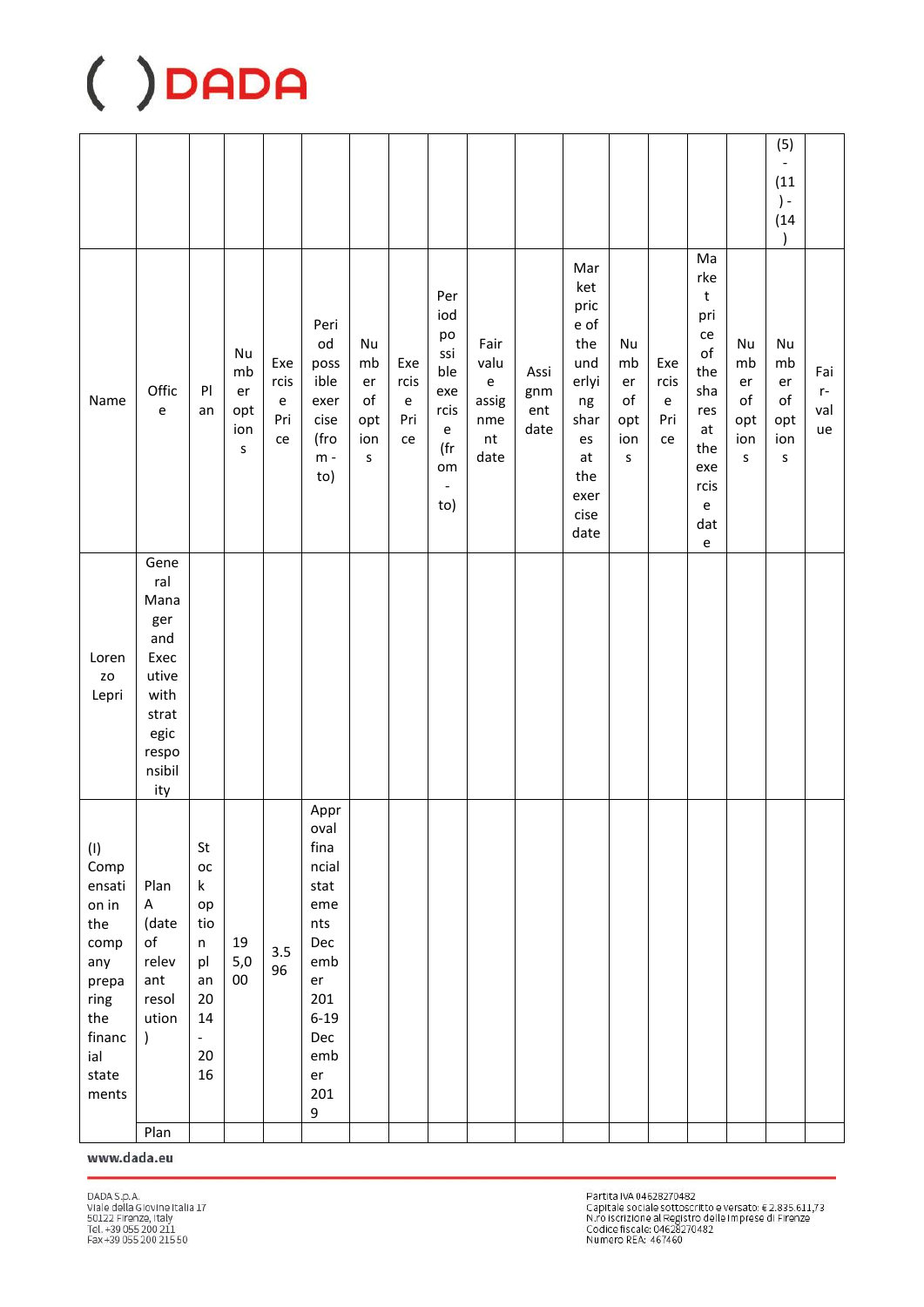| | | | | | | | | | | | | | | | | (5) - (11) - (14) | |
|---|---|---|---|---|---|---|---|---|---|---|---|---|---|---|---|---|---|
| Name | Office | Plan | Number options | Exercise Price | Period possible exercise (from - to) | Number of options | Exercise Price | Period possible exercise (from - to) | Fair value assignment date | Assignment date | Market price of the underlying shares at the exercise date | Number of options | Exercise Price | Market price of the shares at the exercise date | Number of options | Number of options | Fair-value |
| Lorenzo Lepri | General Manager and Executive with strategic responsibility | | | | | | | | | | | | | | | | |
| (I) Compensation in the company preparing the financial statements | Plan A (date of relevant resolution) | Stock option plan 2014 - 2016 | 195,000 | 3.596 | Approval financial statements December 2016-19 December 2019 | | | | | | | | | | | | |
| | Plan | | | | | | | | | | | | | | | | |

www.dada.eu

DADA S.p.A.
Viale della Giovine Italia 17
50122 Firenze, Italy
Tel. +39 055 200 211
Fax +39 055 200 215 50

Partita IVA 04628270482
Capitale sociale sottoscritto e versato: € 2.835.611,73
N.ro iscrizione al Registro delle Imprese di Firenze
Codice fiscale: 04628270482
Numero REA: 467460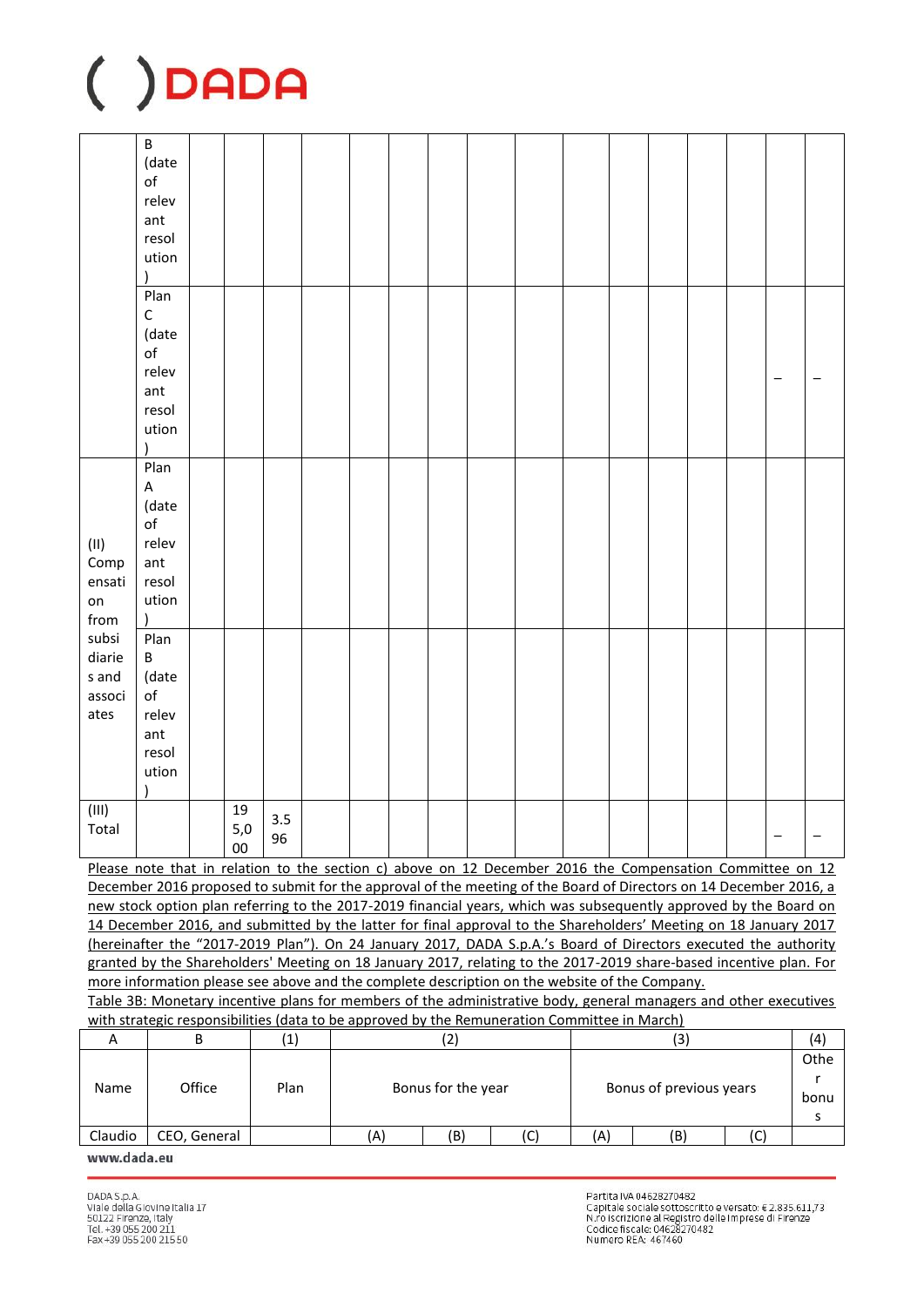| | | | | | | | | | | | | | | | | |
|---|---|---|---|---|---|---|---|---|---|---|---|---|---|---|---|---|
| | B (date of relevant resolution) | | | | | | | | | | | | | | | |
| | Plan C (date of relevant resolution) | | | | | | | | | | | | | | – | – |
| (II) Compensation from subsidiaries and associates | Plan A (date of relevant resolution) | | | | | | | | | | | | | | | |
| | Plan B (date of relevant resolution) | | | | | | | | | | | | | | | |
| (III) Total | | | 195,000 | 3.596 | | | | | | | | | | | – | – |

Please note that in relation to the section c) above on 12 December 2016 the Compensation Committee on 12 December 2016 proposed to submit for the approval of the meeting of the Board of Directors on 14 December 2016, a new stock option plan referring to the 2017-2019 financial years, which was subsequently approved by the Board on 14 December 2016, and submitted by the latter for final approval to the Shareholders' Meeting on 18 January 2017 (hereinafter the "2017-2019 Plan"). On 24 January 2017, DADA S.p.A.'s Board of Directors executed the authority granted by the Shareholders' Meeting on 18 January 2017, relating to the 2017-2019 share-based incentive plan. For more information please see above and the complete description on the website of the Company.

Table 3B: Monetary incentive plans for members of the administrative body, general managers and other executives with strategic responsibilities (data to be approved by the Remuneration Committee in March)

| A | B | (1) | (2) | | | (3) | | | (4) |
|---|---|---|---|---|---|---|---|---|---|
| Name | Office | Plan | Bonus for the year | | | Bonus of previous years | | | Other bonus |
| Claudio | CEO, General | | (A) | (B) | (C) | (A) | (B) | (C) | |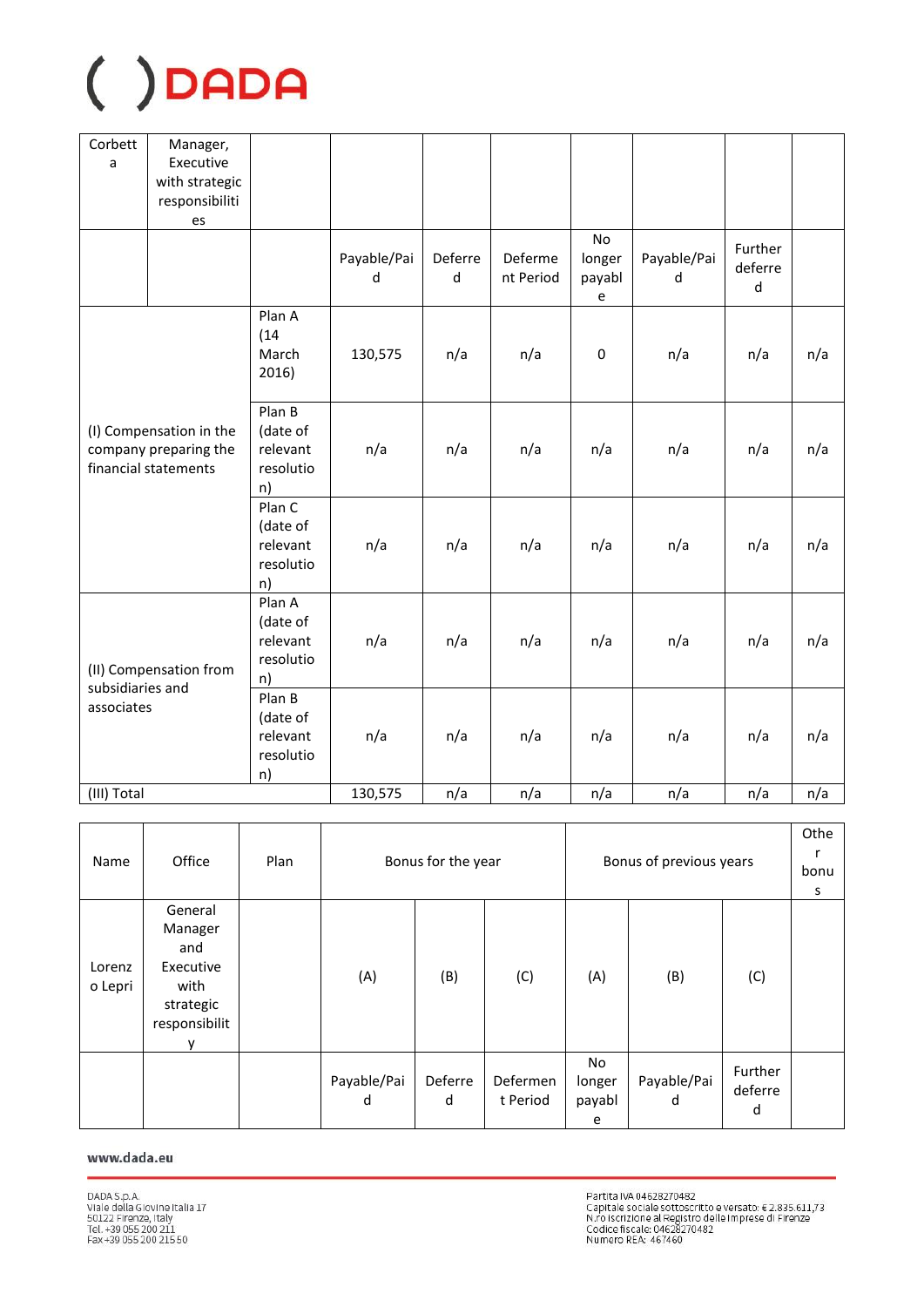| Corbetta | Manager, Executive with strategic responsibilities | | | | | | | | |
|---|---|---|---|---|---|---|---|---|---|
| | | | Payable/Paid | Deferred | Deferment Period | No longer payable | Payable/Paid | Further deferred | |
| (I) Compensation in the company preparing the financial statements | | Plan A (14 March 2016) | 130,575 | n/a | n/a | 0 | n/a | n/a | n/a |
| | | Plan B (date of relevant resolution) | n/a | n/a | n/a | n/a | n/a | n/a | n/a |
| | | Plan C (date of relevant resolution) | n/a | n/a | n/a | n/a | n/a | n/a | n/a |
| (II) Compensation from subsidiaries and associates | | Plan A (date of relevant resolution) | n/a | n/a | n/a | n/a | n/a | n/a | n/a |
| | | Plan B (date of relevant resolution) | n/a | n/a | n/a | n/a | n/a | n/a | n/a |
| (III) Total | | | 130,575 | n/a | n/a | n/a | n/a | n/a | n/a |

| Name | Office | Plan | Bonus for the year | | | Bonus of previous years | | | Other bonus |
|---|---|---|---|---|---|---|---|---|---|
| Lorenzo Lepri | General Manager and Executive with strategic responsibility | | (A) | (B) | (C) | (A) | (B) | (C) | |
| | | | Payable/Paid | Deferred | Deferment Period | No longer payable | Payable/Paid | Further deferred | |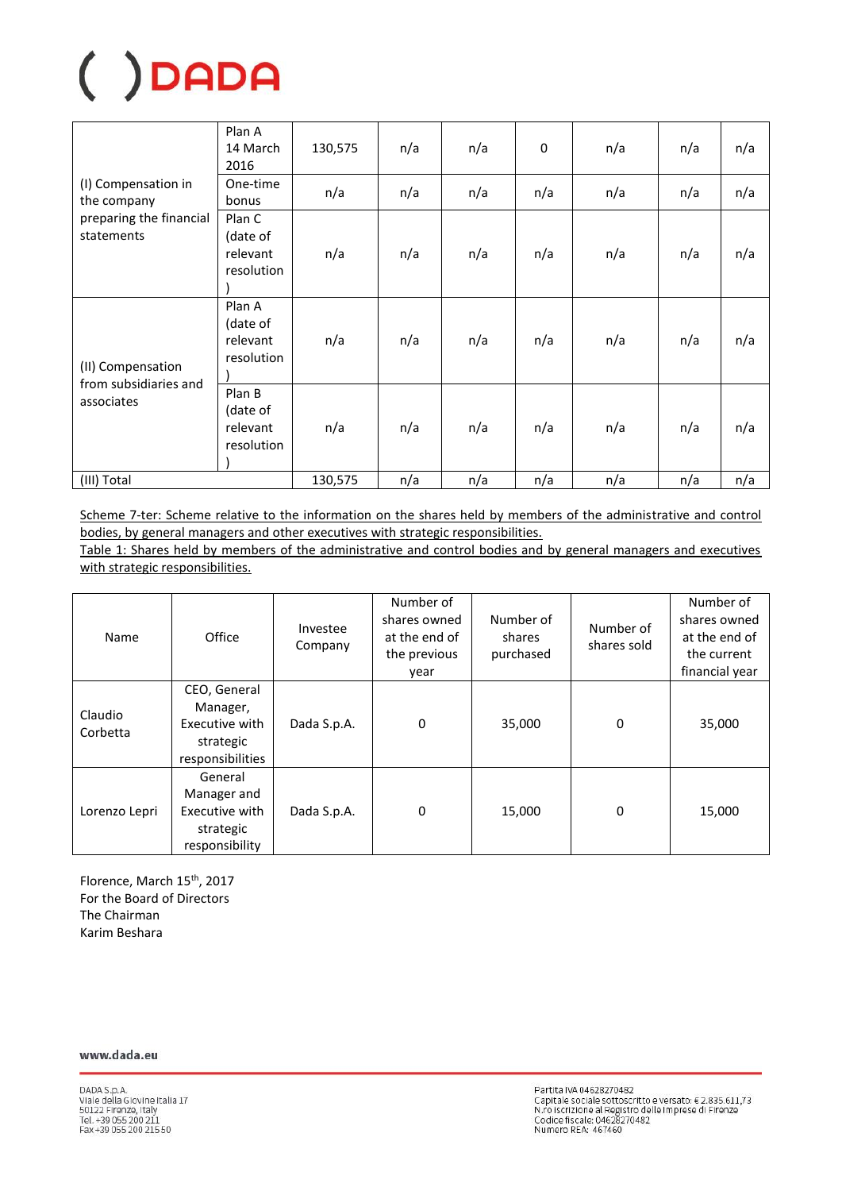| | | | | | | | | |
|---|---|---|---|---|---|---|---|---|
| (I) Compensation in the company preparing the financial statements | Plan A 14 March 2016 | 130,575 | n/a | n/a | 0 | n/a | n/a | n/a |
| | One-time bonus | n/a | n/a | n/a | n/a | n/a | n/a | n/a |
| | Plan C (date of relevant resolution ) | n/a | n/a | n/a | n/a | n/a | n/a | n/a |
| (II) Compensation from subsidiaries and associates | Plan A (date of relevant resolution ) | n/a | n/a | n/a | n/a | n/a | n/a | n/a |
| | Plan B (date of relevant resolution ) | n/a | n/a | n/a | n/a | n/a | n/a | n/a |
| (III) Total | | 130,575 | n/a | n/a | n/a | n/a | n/a | n/a |

Scheme 7-ter: Scheme relative to the information on the shares held by members of the administrative and control bodies, by general managers and other executives with strategic responsibilities.

Table 1: Shares held by members of the administrative and control bodies and by general managers and executives with strategic responsibilities.

| Name | Office | Investee Company | Number of shares owned at the end of the previous year | Number of shares purchased | Number of shares sold | Number of shares owned at the end of the current financial year |
|---|---|---|---|---|---|---|
| Claudio Corbetta | CEO, General Manager, Executive with strategic responsibilities | Dada S.p.A. | 0 | 35,000 | 0 | 35,000 |
| Lorenzo Lepri | General Manager and Executive with strategic responsibility | Dada S.p.A. | 0 | 15,000 | 0 | 15,000 |

Florence, March 15th, 2017
For the Board of Directors
The Chairman
Karim Beshara